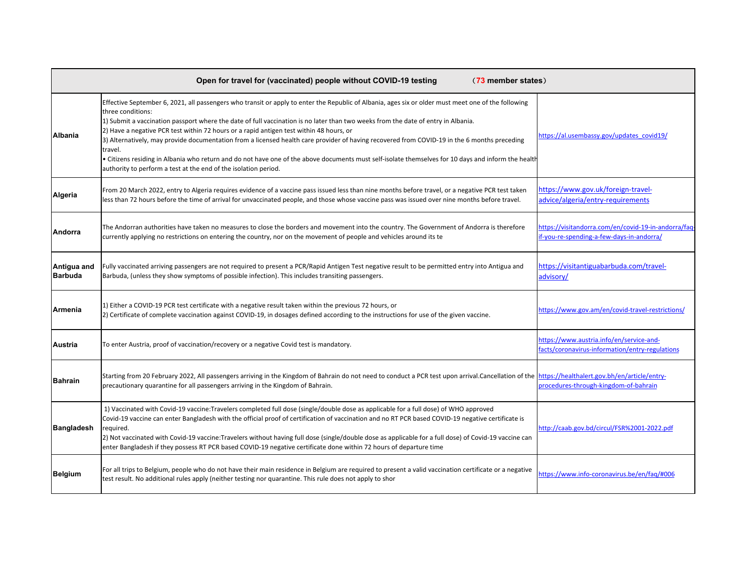| Open for travel for (vaccinated) people without COVID-19 testing （73 member states） | | |
|---|---|---|
| **Albania** | Effective September 6, 2021, all passengers who transit or apply to enter the Republic of Albania, ages six or older must meet one of the following three conditions:<br>1) Submit a vaccination passport where the date of full vaccination is no later than two weeks from the date of entry in Albania.<br>2) Have a negative PCR test within 72 hours or a rapid antigen test within 48 hours, or<br>3) Alternatively, may provide documentation from a licensed health care provider of having recovered from COVID-19 in the 6 months preceding travel.<br>• Citizens residing in Albania who return and do not have one of the above documents must self-isolate themselves for 10 days and inform the health authority to perform a test at the end of the isolation period. | https://al.usembassy.gov/updates_covid19/ |
| **Algeria** | From 20 March 2022, entry to Algeria requires evidence of a vaccine pass issued less than nine months before travel, or a negative PCR test taken less than 72 hours before the time of arrival for unvaccinated people, and those whose vaccine pass was issued over nine months before travel. | https://www.gov.uk/foreign-travel-advice/algeria/entry-requirements |
| **Andorra** | The Andorran authorities have taken no measures to close the borders and movement into the country. The Government of Andorra is therefore currently applying no restrictions on entering the country, nor on the movement of people and vehicles around its te | https://visitandorra.com/en/covid-19-in-andorra/faq-if-you-re-spending-a-few-days-in-andorra/ |
| **Antigua and Barbuda** | Fully vaccinated arriving passengers are not required to present a PCR/Rapid Antigen Test negative result to be permitted entry into Antigua and Barbuda, (unless they show symptoms of possible infection). This includes transiting passengers. | https://visitantiguabarbuda.com/travel-advisory/ |
| **Armenia** | 1) Either a COVID-19 PCR test certificate with a negative result taken within the previous 72 hours, or<br>2) Certificate of complete vaccination against COVID-19, in dosages defined according to the instructions for use of the given vaccine. | https://www.gov.am/en/covid-travel-restrictions/ |
| **Austria** | To enter Austria, proof of vaccination/recovery or a negative Covid test is mandatory. | https://www.austria.info/en/service-and-facts/coronavirus-information/entry-regulations |
| **Bahrain** | Starting from 20 February 2022, All passengers arriving in the Kingdom of Bahrain do not need to conduct a PCR test upon arrival.Cancellation of the precautionary quarantine for all passengers arriving in the Kingdom of Bahrain. | https://healthalert.gov.bh/en/article/entry-procedures-through-kingdom-of-bahrain |
| **Bangladesh** | 1) Vaccinated with Covid-19 vaccine:Travelers completed full dose (single/double dose as applicable for a full dose) of WHO approved Covid-19 vaccine can enter Bangladesh with the official proof of certification of vaccination and no RT PCR based COVID-19 negative certificate is required.<br>2) Not vaccinated with Covid-19 vaccine:Travelers without having full dose (single/double dose as applicable for a full dose) of Covid-19 vaccine can enter Bangladesh if they possess RT PCR based COVID-19 negative certificate done within 72 hours of departure time | http://caab.gov.bd/circul/FSR%2001-2022.pdf |
| **Belgium** | For all trips to Belgium, people who do not have their main residence in Belgium are required to present a valid vaccination certificate or a negative test result. No additional rules apply (neither testing nor quarantine. This rule does not apply to shor | https://www.info-coronavirus.be/en/faq/#006 |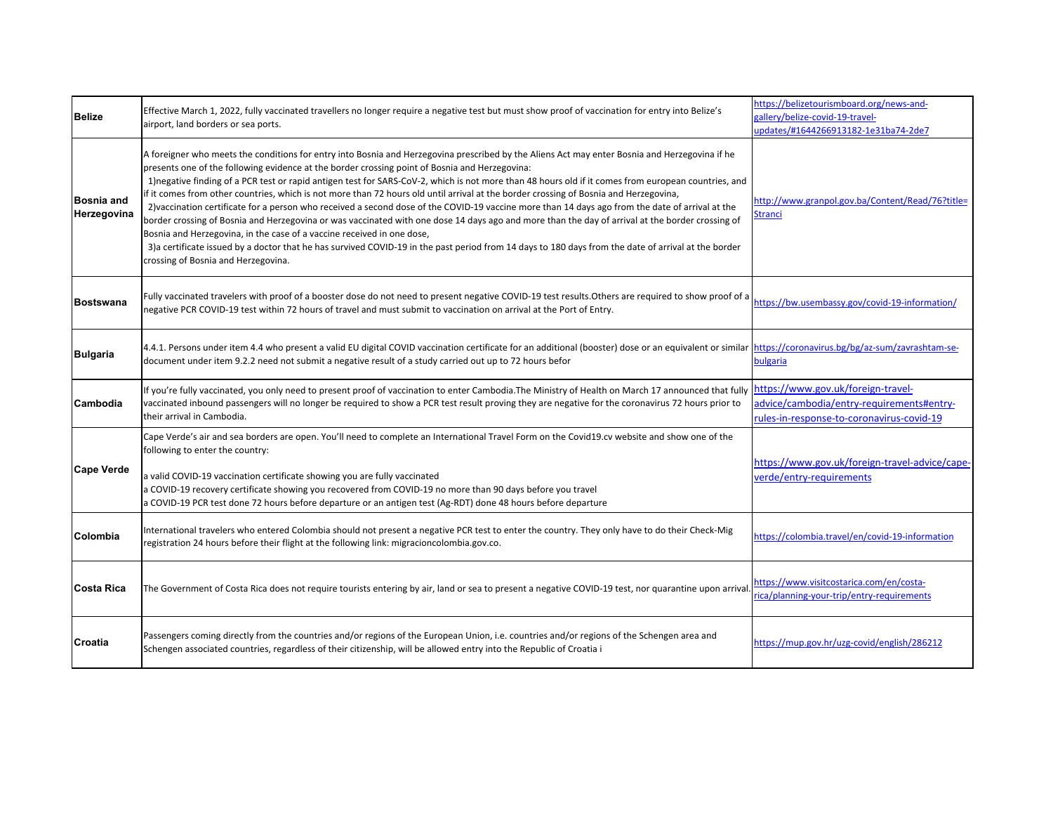| | | |
|---|---|---|
| **Belize** | Effective March 1, 2022, fully vaccinated travellers no longer require a negative test but must show proof of vaccination for entry into Belize's airport, land borders or sea ports. | https://belizetourismboard.org/news-and-gallery/belize-covid-19-travel-updates/#1644266913182-1e31ba74-2de7 |
| **Bosnia and Herzegovina** | A foreigner who meets the conditions for entry into Bosnia and Herzegovina prescribed by the Aliens Act may enter Bosnia and Herzegovina if he presents one of the following evidence at the border crossing point of Bosnia and Herzegovina:<br>1)negative finding of a PCR test or rapid antigen test for SARS-CoV-2, which is not more than 48 hours old if it comes from european countries, and if it comes from other countries, which is not more than 72 hours old until arrival at the border crossing of Bosnia and Herzegovina,<br>2)vaccination certificate for a person who received a second dose of the COVID-19 vaccine more than 14 days ago from the date of arrival at the border crossing of Bosnia and Herzegovina or was vaccinated with one dose 14 days ago and more than the day of arrival at the border crossing of Bosnia and Herzegovina, in the case of a vaccine received in one dose,<br>3)a certificate issued by a doctor that he has survived COVID-19 in the past period from 14 days to 180 days from the date of arrival at the border crossing of Bosnia and Herzegovina. | http://www.granpol.gov.ba/Content/Read/76?title=Stranci |
| **Bostswana** | Fully vaccinated travelers with proof of a booster dose do not need to present negative COVID-19 test results.Others are required to show proof of a negative PCR COVID-19 test within 72 hours of travel and must submit to vaccination on arrival at the Port of Entry. | https://bw.usembassy.gov/covid-19-information/ |
| **Bulgaria** | 4.4.1. Persons under item 4.4 who present a valid EU digital COVID vaccination certificate for an additional (booster) dose or an equivalent or similar document under item 9.2.2 need not submit a negative result of a study carried out up to 72 hours befor | https://coronavirus.bg/bg/az-sum/zavrashtam-se-bulgaria |
| **Cambodia** | If you're fully vaccinated, you only need to present proof of vaccination to enter Cambodia.The Ministry of Health on March 17 announced that fully vaccinated inbound passengers will no longer be required to show a PCR test result proving they are negative for the coronavirus 72 hours prior to their arrival in Cambodia. | https://www.gov.uk/foreign-travel-advice/cambodia/entry-requirements#entry-rules-in-response-to-coronavirus-covid-19 |
| **Cape Verde** | Cape Verde's air and sea borders are open. You'll need to complete an International Travel Form on the Covid19.cv website and show one of the following to enter the country:<br><br>a valid COVID-19 vaccination certificate showing you are fully vaccinated<br>a COVID-19 recovery certificate showing you recovered from COVID-19 no more than 90 days before you travel<br>a COVID-19 PCR test done 72 hours before departure or an antigen test (Ag-RDT) done 48 hours before departure | https://www.gov.uk/foreign-travel-advice/cape-verde/entry-requirements |
| **Colombia** | International travelers who entered Colombia should not present a negative PCR test to enter the country. They only have to do their Check-Mig registration 24 hours before their flight at the following link: migracioncolombia.gov.co. | https://colombia.travel/en/covid-19-information |
| **Costa Rica** | The Government of Costa Rica does not require tourists entering by air, land or sea to present a negative COVID-19 test, nor quarantine upon arrival. | https://www.visitcostarica.com/en/costa-rica/planning-your-trip/entry-requirements |
| **Croatia** | Passengers coming directly from the countries and/or regions of the European Union, i.e. countries and/or regions of the Schengen area and Schengen associated countries, regardless of their citizenship, will be allowed entry into the Republic of Croatia i | https://mup.gov.hr/uzg-covid/english/286212 |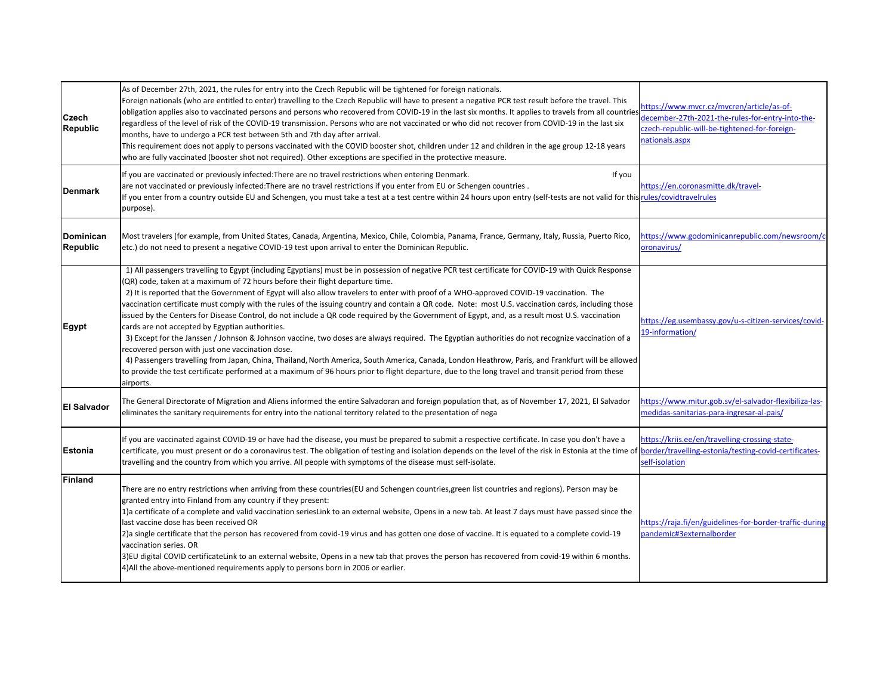| | | |
|---|---|---|
| **Czech Republic** | As of December 27th, 2021, the rules for entry into the Czech Republic will be tightened for foreign nationals.<br>Foreign nationals (who are entitled to enter) travelling to the Czech Republic will have to present a negative PCR test result before the travel. This obligation applies also to vaccinated persons and persons who recovered from COVID-19 in the last six months. It applies to travels from all countries regardless of the level of risk of the COVID-19 transmission. Persons who are not vaccinated or who did not recover from COVID-19 in the last six months, have to undergo a PCR test between 5th and 7th day after arrival.<br>This requirement does not apply to persons vaccinated with the COVID booster shot, children under 12 and children in the age group 12-18 years who are fully vaccinated (booster shot not required). Other exceptions are specified in the protective measure. | https://www.mvcr.cz/mvcren/article/as-of-december-27th-2021-the-rules-for-entry-into-the-czech-republic-will-be-tightened-for-foreign-nationals.aspx |
| **Denmark** | If you are vaccinated or previously infected:There are no travel restrictions when entering Denmark. If you are not vaccinated or previously infected:There are no travel restrictions if you enter from EU or Schengen countries .<br>If you enter from a country outside EU and Schengen, you must take a test at a test centre within 24 hours upon entry (self-tests are not valid for this purpose). | https://en.coronasmitte.dk/travel-rules/covidtravelrules |
| **Dominican Republic** | Most travelers (for example, from United States, Canada, Argentina, Mexico, Chile, Colombia, Panama, France, Germany, Italy, Russia, Puerto Rico, etc.) do not need to present a negative COVID-19 test upon arrival to enter the Dominican Republic. | https://www.godominicanrepublic.com/newsroom/coronavirus/ |
| **Egypt** | 1) All passengers travelling to Egypt (including Egyptians) must be in possession of negative PCR test certificate for COVID-19 with Quick Response (QR) code, taken at a maximum of 72 hours before their flight departure time.<br>2) It is reported that the Government of Egypt will also allow travelers to enter with proof of a WHO-approved COVID-19 vaccination. The vaccination certificate must comply with the rules of the issuing country and contain a QR code. Note: most U.S. vaccination cards, including those issued by the Centers for Disease Control, do not include a QR code required by the Government of Egypt, and, as a result most U.S. vaccination cards are not accepted by Egyptian authorities.<br>3) Except for the Janssen / Johnson & Johnson vaccine, two doses are always required. The Egyptian authorities do not recognize vaccination of a recovered person with just one vaccination dose.<br>4) Passengers travelling from Japan, China, Thailand, North America, South America, Canada, London Heathrow, Paris, and Frankfurt will be allowed to provide the test certificate performed at a maximum of 96 hours prior to flight departure, due to the long travel and transit period from these airports. | https://eg.usembassy.gov/u-s-citizen-services/covid-19-information/ |
| **El Salvador** | The General Directorate of Migration and Aliens informed the entire Salvadoran and foreign population that, as of November 17, 2021, El Salvador eliminates the sanitary requirements for entry into the national territory related to the presentation of nega | https://www.mitur.gob.sv/el-salvador-flexibiliza-las-medidas-sanitarias-para-ingresar-al-pais/ |
| **Estonia** | If you are vaccinated against COVID-19 or have had the disease, you must be prepared to submit a respective certificate. In case you don't have a certificate, you must present or do a coronavirus test. The obligation of testing and isolation depends on the level of the risk in Estonia at the time of travelling and the country from which you arrive. All people with symptoms of the disease must self-isolate. | https://kriis.ee/en/travelling-crossing-state-border/travelling-estonia/testing-covid-certificates-self-isolation |
| **Finland** | There are no entry restrictions when arriving from these countries(EU and Schengen countries,green list countries and regions). Person may be granted entry into Finland from any country if they present:<br>1)a certificate of a complete and valid vaccination seriesLink to an external website, Opens in a new tab. At least 7 days must have passed since the last vaccine dose has been received OR<br>2)a single certificate that the person has recovered from covid-19 virus and has gotten one dose of vaccine. It is equated to a complete covid-19 vaccination series. OR<br>3)EU digital COVID certificateLink to an external website, Opens in a new tab that proves the person has recovered from covid-19 within 6 months.<br>4)All the above-mentioned requirements apply to persons born in 2006 or earlier. | https://raja.fi/en/guidelines-for-border-traffic-during-pandemic#3externalborder |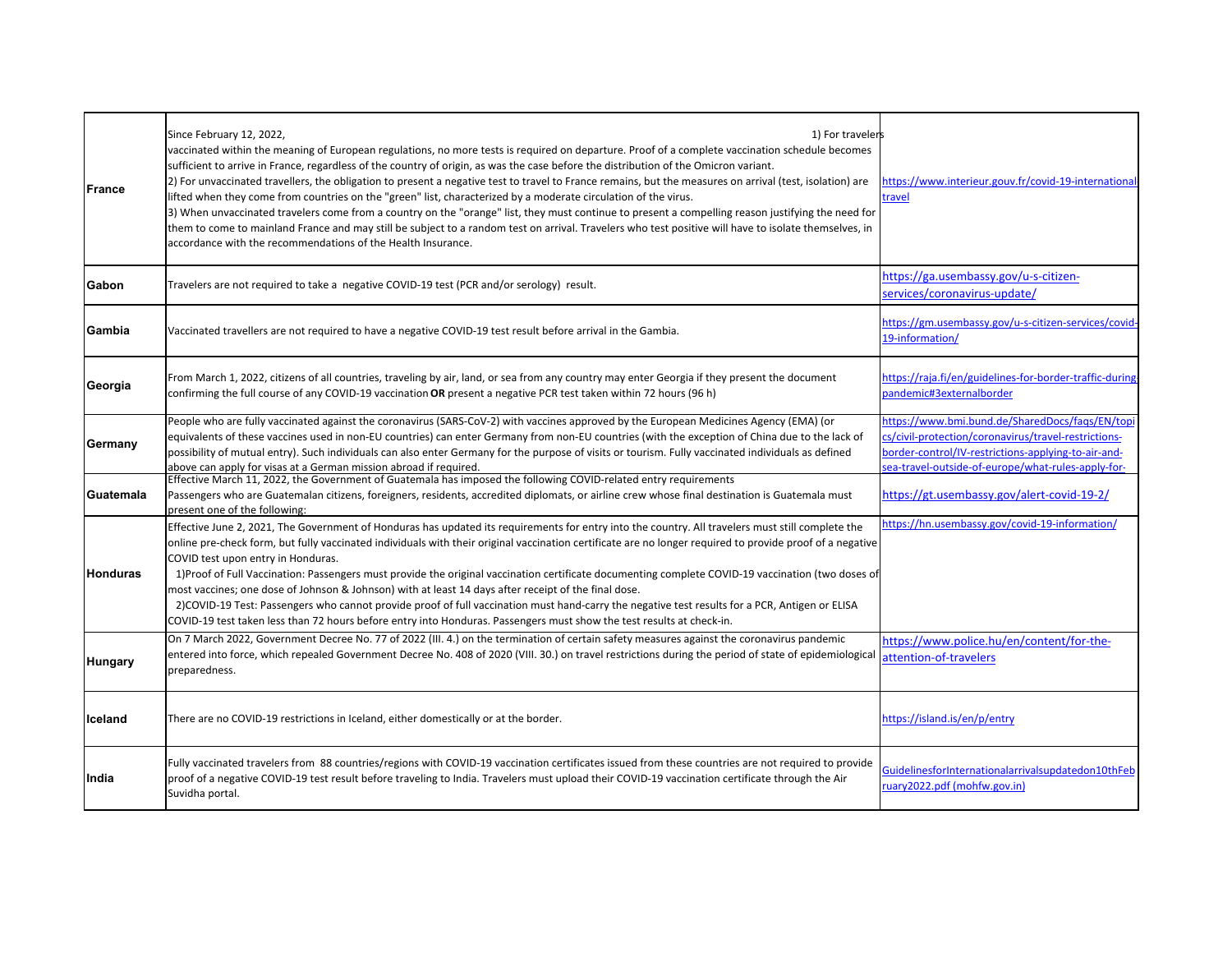| | | |
|---|---|---|
| **France** | Since February 12, 2022, 1) For travelers vaccinated within the meaning of European regulations, no more tests is required on departure. Proof of a complete vaccination schedule becomes sufficient to arrive in France, regardless of the country of origin, as was the case before the distribution of the Omicron variant.<br>2) For unvaccinated travellers, the obligation to present a negative test to travel to France remains, but the measures on arrival (test, isolation) are lifted when they come from countries on the "green" list, characterized by a moderate circulation of the virus.<br>3) When unvaccinated travelers come from a country on the "orange" list, they must continue to present a compelling reason justifying the need for them to come to mainland France and may still be subject to a random test on arrival. Travelers who test positive will have to isolate themselves, in accordance with the recommendations of the Health Insurance. | https://www.interieur.gouv.fr/covid-19-international-travel |
| **Gabon** | Travelers are not required to take a negative COVID-19 test (PCR and/or serology) result. | https://ga.usembassy.gov/u-s-citizen-services/coronavirus-update/ |
| **Gambia** | Vaccinated travellers are not required to have a negative COVID-19 test result before arrival in the Gambia. | https://gm.usembassy.gov/u-s-citizen-services/covid-19-information/ |
| **Georgia** | From March 1, 2022, citizens of all countries, traveling by air, land, or sea from any country may enter Georgia if they present the document confirming the full course of any COVID-19 vaccination **OR** present a negative PCR test taken within 72 hours (96 h) | https://raja.fi/en/guidelines-for-border-traffic-during-pandemic#3externalborder |
| **Germany** | People who are fully vaccinated against the coronavirus (SARS-CoV-2) with vaccines approved by the European Medicines Agency (EMA) (or equivalents of these vaccines used in non-EU countries) can enter Germany from non-EU countries (with the exception of China due to the lack of possibility of mutual entry). Such individuals can also enter Germany for the purpose of visits or tourism. Fully vaccinated individuals as defined above can apply for visas at a German mission abroad if required. | https://www.bmi.bund.de/SharedDocs/faqs/EN/topics/civil-protection/coronavirus/travel-restrictions-border-control/IV-restrictions-applying-to-air-and-sea-travel-outside-of-europe/what-rules-apply-for- |
| **Guatemala** | Effective March 11, 2022, the Government of Guatemala has imposed the following COVID-related entry requirements<br>Passengers who are Guatemalan citizens, foreigners, residents, accredited diplomats, or airline crew whose final destination is Guatemala must present one of the following: | https://gt.usembassy.gov/alert-covid-19-2/ |
| **Honduras** | Effective June 2, 2021, The Government of Honduras has updated its requirements for entry into the country. All travelers must still complete the online pre-check form, but fully vaccinated individuals with their original vaccination certificate are no longer required to provide proof of a negative COVID test upon entry in Honduras.<br>1)Proof of Full Vaccination: Passengers must provide the original vaccination certificate documenting complete COVID-19 vaccination (two doses of most vaccines; one dose of Johnson & Johnson) with at least 14 days after receipt of the final dose.<br>2)COVID-19 Test: Passengers who cannot provide proof of full vaccination must hand-carry the negative test results for a PCR, Antigen or ELISA COVID-19 test taken less than 72 hours before entry into Honduras. Passengers must show the test results at check-in. | https://hn.usembassy.gov/covid-19-information/ |
| **Hungary** | On 7 March 2022, Government Decree No. 77 of 2022 (III. 4.) on the termination of certain safety measures against the coronavirus pandemic entered into force, which repealed Government Decree No. 408 of 2020 (VIII. 30.) on travel restrictions during the period of state of epidemiological preparedness. | https://www.police.hu/en/content/for-the-attention-of-travelers |
| **Iceland** | There are no COVID-19 restrictions in Iceland, either domestically or at the border. | https://island.is/en/p/entry |
| **India** | Fully vaccinated travelers from 88 countries/regions with COVID-19 vaccination certificates issued from these countries are not required to provide proof of a negative COVID-19 test result before traveling to India. Travelers must upload their COVID-19 vaccination certificate through the Air Suvidha portal. | GuidelinesforInternationalarrivalsupdatedon10thFebruary2022.pdf (mohfw.gov.in) |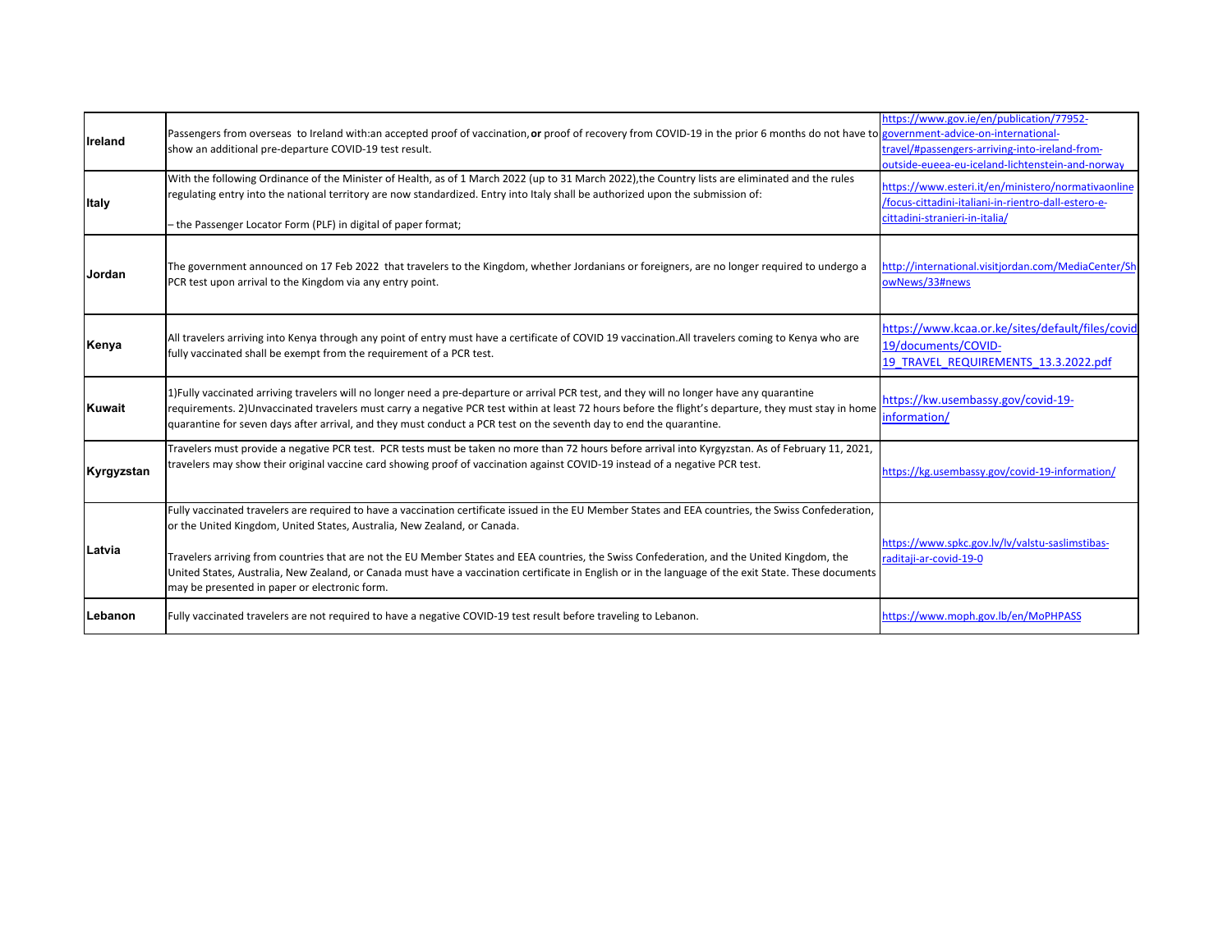| | | |
|---|---|---|
| **Ireland** | Passengers from overseas to Ireland with:an accepted proof of vaccination, **or** proof of recovery from COVID-19 in the prior 6 months do not have to show an additional pre-departure COVID-19 test result. | https://www.gov.ie/en/publication/77952-government-advice-on-international-travel/#passengers-arriving-into-ireland-from-outside-eueea-eu-iceland-lichtenstein-and-norway |
| **Italy** | With the following Ordinance of the Minister of Health, as of 1 March 2022 (up to 31 March 2022),the Country lists are eliminated and the rules regulating entry into the national territory are now standardized. Entry into Italy shall be authorized upon the submission of:<br><br>– the Passenger Locator Form (PLF) in digital of paper format; | https://www.esteri.it/en/ministero/normativaonline/focus-cittadini-italiani-in-rientro-dall-estero-e-cittadini-stranieri-in-italia/ |
| **Jordan** | The government announced on 17 Feb 2022 that travelers to the Kingdom, whether Jordanians or foreigners, are no longer required to undergo a PCR test upon arrival to the Kingdom via any entry point. | http://international.visitjordan.com/MediaCenter/ShowNews/33#news |
| **Kenya** | All travelers arriving into Kenya through any point of entry must have a certificate of COVID 19 vaccination.All travelers coming to Kenya who are fully vaccinated shall be exempt from the requirement of a PCR test. | https://www.kcaa.or.ke/sites/default/files/covid19/documents/COVID-19_TRAVEL_REQUIREMENTS_13.3.2022.pdf |
| **Kuwait** | 1)Fully vaccinated arriving travelers will no longer need a pre-departure or arrival PCR test, and they will no longer have any quarantine requirements. 2)Unvaccinated travelers must carry a negative PCR test within at least 72 hours before the flight's departure, they must stay in home quarantine for seven days after arrival, and they must conduct a PCR test on the seventh day to end the quarantine. | https://kw.usembassy.gov/covid-19-information/ |
| **Kyrgyzstan** | Travelers must provide a negative PCR test. PCR tests must be taken no more than 72 hours before arrival into Kyrgyzstan. As of February 11, 2021, travelers may show their original vaccine card showing proof of vaccination against COVID-19 instead of a negative PCR test. | https://kg.usembassy.gov/covid-19-information/ |
| **Latvia** | Fully vaccinated travelers are required to have a vaccination certificate issued in the EU Member States and EEA countries, the Swiss Confederation, or the United Kingdom, United States, Australia, New Zealand, or Canada.<br><br>Travelers arriving from countries that are not the EU Member States and EEA countries, the Swiss Confederation, and the United Kingdom, the United States, Australia, New Zealand, or Canada must have a vaccination certificate in English or in the language of the exit State. These documents may be presented in paper or electronic form. | https://www.spkc.gov.lv/lv/valstu-saslimstibas-raditaji-ar-covid-19-0 |
| **Lebanon** | Fully vaccinated travelers are not required to have a negative COVID-19 test result before traveling to Lebanon. | https://www.moph.gov.lb/en/MoPHPASS |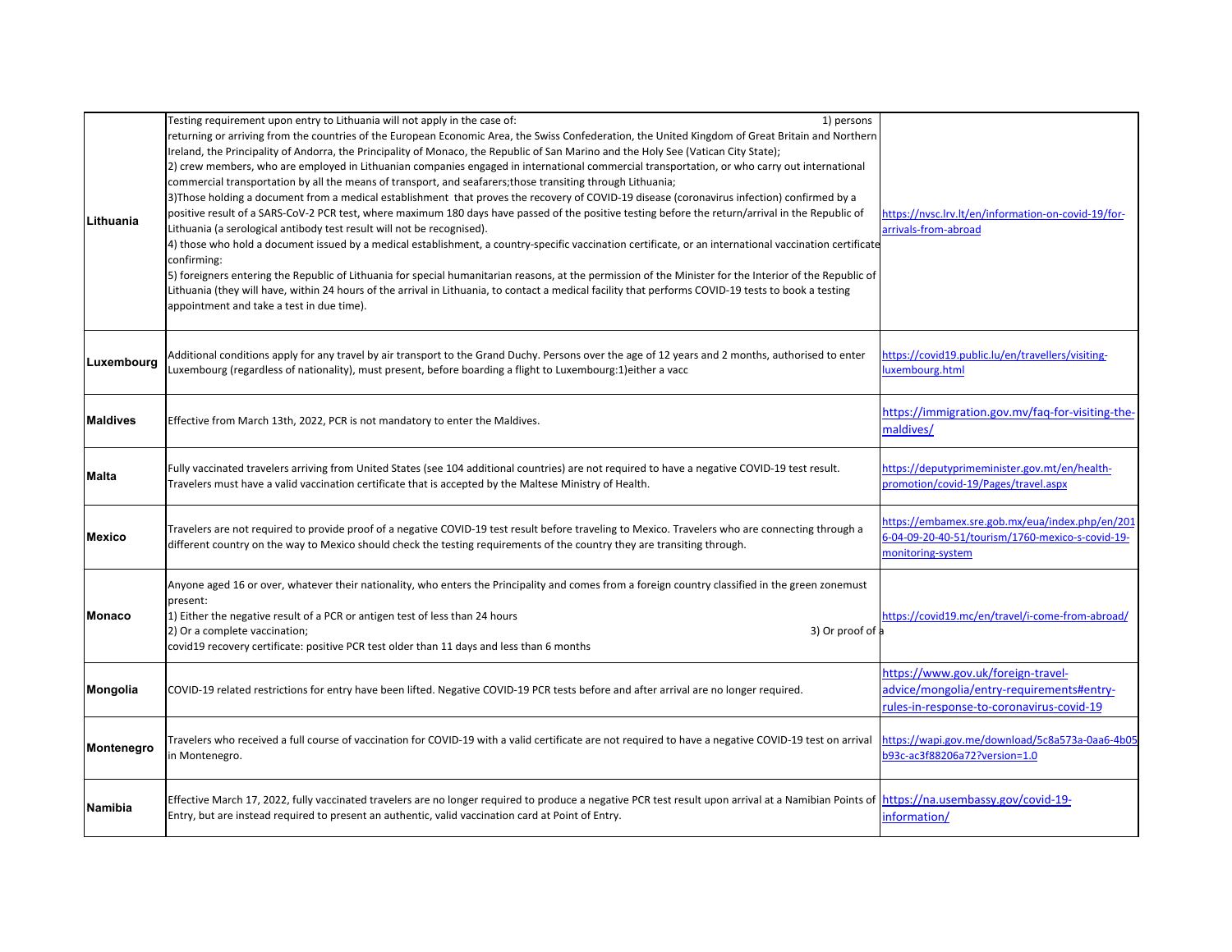| | | |
|---|---|---|
| **Lithuania** | Testing requirement upon entry to Lithuania will not apply in the case of: 1) persons returning or arriving from the countries of the European Economic Area, the Swiss Confederation, the United Kingdom of Great Britain and Northern Ireland, the Principality of Andorra, the Principality of Monaco, the Republic of San Marino and the Holy See (Vatican City State);<br>2) crew members, who are employed in Lithuanian companies engaged in international commercial transportation, or who carry out international commercial transportation by all the means of transport, and seafarers;those transiting through Lithuania;<br>3)Those holding a document from a medical establishment that proves the recovery of COVID-19 disease (coronavirus infection) confirmed by a positive result of a SARS-CoV-2 PCR test, where maximum 180 days have passed of the positive testing before the return/arrival in the Republic of Lithuania (a serological antibody test result will not be recognised).<br>4) those who hold a document issued by a medical establishment, a country-specific vaccination certificate, or an international vaccination certificate confirming:<br>5) foreigners entering the Republic of Lithuania for special humanitarian reasons, at the permission of the Minister for the Interior of the Republic of Lithuania (they will have, within 24 hours of the arrival in Lithuania, to contact a medical facility that performs COVID-19 tests to book a testing appointment and take a test in due time). | https://nvsc.lrv.lt/en/information-on-covid-19/for-arrivals-from-abroad |
| **Luxembourg** | Additional conditions apply for any travel by air transport to the Grand Duchy. Persons over the age of 12 years and 2 months, authorised to enter Luxembourg (regardless of nationality), must present, before boarding a flight to Luxembourg:1)either a vacc | https://covid19.public.lu/en/travellers/visiting-luxembourg.html |
| **Maldives** | Effective from March 13th, 2022, PCR is not mandatory to enter the Maldives. | https://immigration.gov.mv/faq-for-visiting-the-maldives/ |
| **Malta** | Fully vaccinated travelers arriving from United States (see 104 additional countries) are not required to have a negative COVID-19 test result. Travelers must have a valid vaccination certificate that is accepted by the Maltese Ministry of Health. | https://deputyprimeminister.gov.mt/en/health-promotion/covid-19/Pages/travel.aspx |
| **Mexico** | Travelers are not required to provide proof of a negative COVID-19 test result before traveling to Mexico. Travelers who are connecting through a different country on the way to Mexico should check the testing requirements of the country they are transiting through. | https://embamex.sre.gob.mx/eua/index.php/en/2016-04-09-20-40-51/tourism/1760-mexico-s-covid-19-monitoring-system |
| **Monaco** | Anyone aged 16 or over, whatever their nationality, who enters the Principality and comes from a foreign country classified in the green zonemust present:<br>1) Either the negative result of a PCR or antigen test of less than 24 hours<br>2) Or a complete vaccination; 3) Or proof of a covid19 recovery certificate: positive PCR test older than 11 days and less than 6 months | https://covid19.mc/en/travel/i-come-from-abroad/ |
| **Mongolia** | COVID-19 related restrictions for entry have been lifted. Negative COVID-19 PCR tests before and after arrival are no longer required. | https://www.gov.uk/foreign-travel-advice/mongolia/entry-requirements#entry-rules-in-response-to-coronavirus-covid-19 |
| **Montenegro** | Travelers who received a full course of vaccination for COVID-19 with a valid certificate are not required to have a negative COVID-19 test on arrival in Montenegro. | https://wapi.gov.me/download/5c8a573a-0aa6-4b05b93c-ac3f88206a72?version=1.0 |
| **Namibia** | Effective March 17, 2022, fully vaccinated travelers are no longer required to produce a negative PCR test result upon arrival at a Namibian Points of Entry, but are instead required to present an authentic, valid vaccination card at Point of Entry. | https://na.usembassy.gov/covid-19-information/ |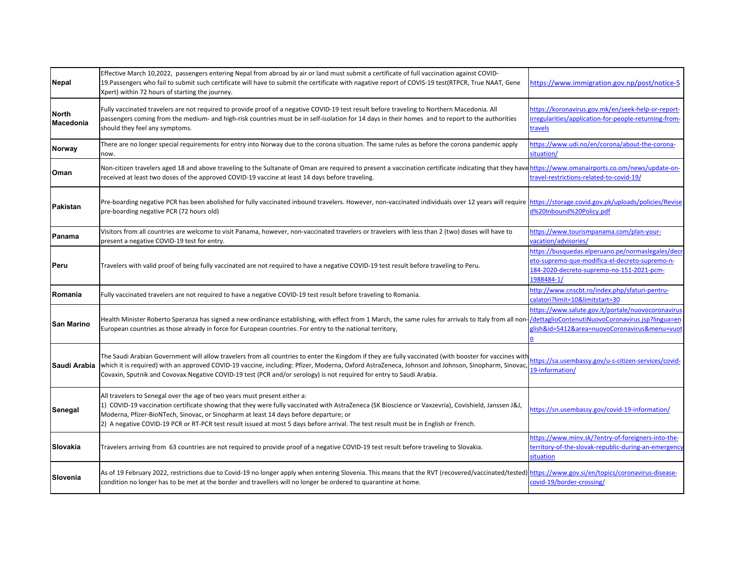| | | |
|---|---|---|
| **Nepal** | Effective March 10,2022, passengers entering Nepal from abroad by air or land must submit a certificate of full vaccination against COVID-19.Passengers who fail to submit such certificate will have to submit the certificate with nagative report of COVIS-19 test(RTPCR, True NAAT, Gene Xpert) within 72 hours of starting the journey. | https://www.immigration.gov.np/post/notice-5 |
| **North Macedonia** | Fully vaccinated travelers are not required to provide proof of a negative COVID-19 test result before traveling to Northern Macedonia. All passengers coming from the medium- and high-risk countries must be in self-isolation for 14 days in their homes and to report to the authorities should they feel any symptoms. | https://koronavirus.gov.mk/en/seek-help-or-report-irregularities/application-for-people-returning-from-travels |
| **Norway** | There are no longer special requirements for entry into Norway due to the corona situation. The same rules as before the corona pandemic apply now. | https://www.udi.no/en/corona/about-the-corona-situation/ |
| **Oman** | Non-citizen travelers aged 18 and above traveling to the Sultanate of Oman are required to present a vaccination certificate indicating that they have received at least two doses of the approved COVID-19 vaccine at least 14 days before traveling. | https://www.omanairports.co.om/news/update-on-travel-restrictions-related-to-covid-19/ |
| **Pakistan** | Pre-boarding negative PCR has been abolished for fully vaccinated inbound travelers. However, non-vaccinated individuals over 12 years will require pre-boarding negative PCR (72 hours old) | https://storage.covid.gov.pk/uploads/policies/Revised%20Inbound%20Policy.pdf |
| **Panama** | Visitors from all countries are welcome to visit Panama, however, non-vaccinated travelers or travelers with less than 2 (two) doses will have to present a negative COVID-19 test for entry. | https://www.tourismpanama.com/plan-your-vacation/advisories/ |
| **Peru** | Travelers with valid proof of being fully vaccinated are not required to have a negative COVID-19 test result before traveling to Peru. | https://busquedas.elperuano.pe/normaslegales/decreto-supremo-que-modifica-el-decreto-supremo-n-184-2020-decreto-supremo-no-151-2021-pcm-1988484-1/ |
| **Romania** | Fully vaccinated travelers are not required to have a negative COVID-19 test result before traveling to Romania. | http://www.cnscbt.ro/index.php/sfaturi-pentru-calatori?limit=10&limitstart=30 |
| **San Marino** | Health Minister Roberto Speranza has signed a new ordinance establishing, with effect from 1 March, the same rules for arrivals to Italy from all non-European countries as those already in force for European countries. For entry to the national territory, | https://www.salute.gov.it/portale/nuovocoronavirus/dettaglioContenutiNuovoCoronavirus.jsp?lingua=english&id=5412&area=nuovoCoronavirus&menu=vuoto |
| **Saudi Arabia** | The Saudi Arabian Government will allow travelers from all countries to enter the Kingdom if they are fully vaccinated (with booster for vaccines with which it is required) with an approved COVID-19 vaccine, including: Pfizer, Moderna, Oxford AstraZeneca, Johnson and Johnson, Sinopharm, Sinovac, Covaxin, Sputnik and Covovax.Negative COVID-19 test (PCR and/or serology) is not required for entry to Saudi Arabia. | https://sa.usembassy.gov/u-s-citizen-services/covid-19-information/ |
| **Senegal** | All travelers to Senegal over the age of two years must present either a:<br>1) COVID-19 vaccination certificate showing that they were fully vaccinated with AstraZeneca (SK Bioscience or Vaxzevria), Covishield, Janssen J&J, Moderna, Pfizer-BioNTech, Sinovac, or Sinopharm at least 14 days before departure; or<br>2) A negative COVID-19 PCR or RT-PCR test result issued at most 5 days before arrival. The test result must be in English or French. | https://sn.usembassy.gov/covid-19-information/ |
| **Slovakia** | Travelers arriving from 63 countries are not required to provide proof of a negative COVID-19 test result before traveling to Slovakia. | https://www.minv.sk/?entry-of-foreigners-into-the-territory-of-the-slovak-republic-during-an-emergency-situation |
| **Slovenia** | As of 19 February 2022, restrictions due to Covid-19 no longer apply when entering Slovenia. This means that the RVT (recovered/vaccinated/tested) condition no longer has to be met at the border and travellers will no longer be ordered to quarantine at home. | https://www.gov.si/en/topics/coronavirus-disease-covid-19/border-crossing/ |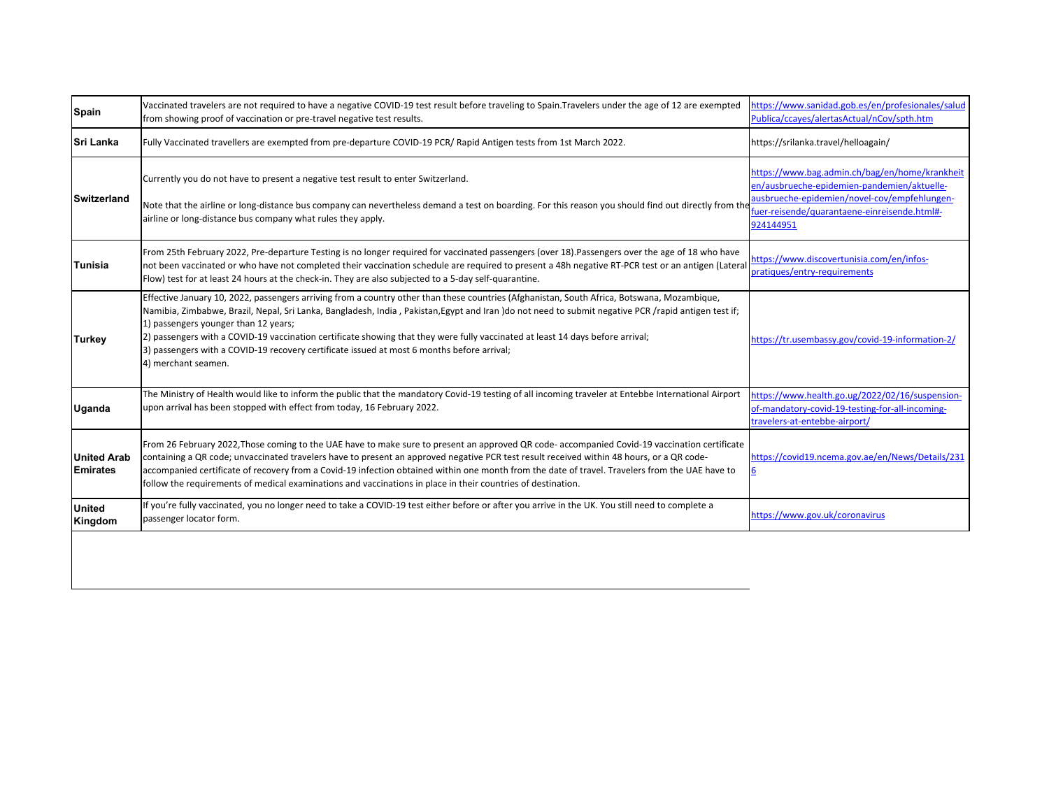| | | |
|---|---|---|
| **Spain** | Vaccinated travelers are not required to have a negative COVID-19 test result before traveling to Spain.Travelers under the age of 12 are exempted from showing proof of vaccination or pre-travel negative test results. | https://www.sanidad.gob.es/en/profesionales/saludPublica/ccayes/alertasActual/nCov/spth.htm |
| **Sri Lanka** | Fully Vaccinated travellers are exempted from pre-departure COVID-19 PCR/ Rapid Antigen tests from 1st March 2022. | https://srilanka.travel/helloagain/ |
| **Switzerland** | Currently you do not have to present a negative test result to enter Switzerland.<br><br>Note that the airline or long-distance bus company can nevertheless demand a test on boarding. For this reason you should find out directly from the airline or long-distance bus company what rules they apply. | https://www.bag.admin.ch/bag/en/home/krankheiten/ausbrueche-epidemien-pandemien/aktuelle-ausbrueche-epidemien/novel-cov/empfehlungen-fuer-reisende/quarantaene-einreisende.html#-924144951 |
| **Tunisia** | From 25th February 2022, Pre-departure Testing is no longer required for vaccinated passengers (over 18).Passengers over the age of 18 who have not been vaccinated or who have not completed their vaccination schedule are required to present a 48h negative RT-PCR test or an antigen (Lateral Flow) test for at least 24 hours at the check-in. They are also subjected to a 5-day self-quarantine. | https://www.discovertunisia.com/en/infos-pratiques/entry-requirements |
| **Turkey** | Effective January 10, 2022, passengers arriving from a country other than these countries (Afghanistan, South Africa, Botswana, Mozambique, Namibia, Zimbabwe, Brazil, Nepal, Sri Lanka, Bangladesh, India , Pakistan,Egypt and Iran )do not need to submit negative PCR /rapid antigen test if;<br>1) passengers younger than 12 years;<br>2) passengers with a COVID-19 vaccination certificate showing that they were fully vaccinated at least 14 days before arrival;<br>3) passengers with a COVID-19 recovery certificate issued at most 6 months before arrival;<br>4) merchant seamen. | https://tr.usembassy.gov/covid-19-information-2/ |
| **Uganda** | The Ministry of Health would like to inform the public that the mandatory Covid-19 testing of all incoming traveler at Entebbe International Airport upon arrival has been stopped with effect from today, 16 February 2022. | https://www.health.go.ug/2022/02/16/suspension-of-mandatory-covid-19-testing-for-all-incoming-travelers-at-entebbe-airport/ |
| **United Arab Emirates** | From 26 February 2022,Those coming to the UAE have to make sure to present an approved QR code- accompanied Covid-19 vaccination certificate containing a QR code; unvaccinated travelers have to present an approved negative PCR test result received within 48 hours, or a QR code-accompanied certificate of recovery from a Covid-19 infection obtained within one month from the date of travel. Travelers from the UAE have to follow the requirements of medical examinations and vaccinations in place in their countries of destination. | https://covid19.ncema.gov.ae/en/News/Details/2316 |
| **United Kingdom** | If you're fully vaccinated, you no longer need to take a COVID-19 test either before or after you arrive in the UK. You still need to complete a passenger locator form. | https://www.gov.uk/coronavirus |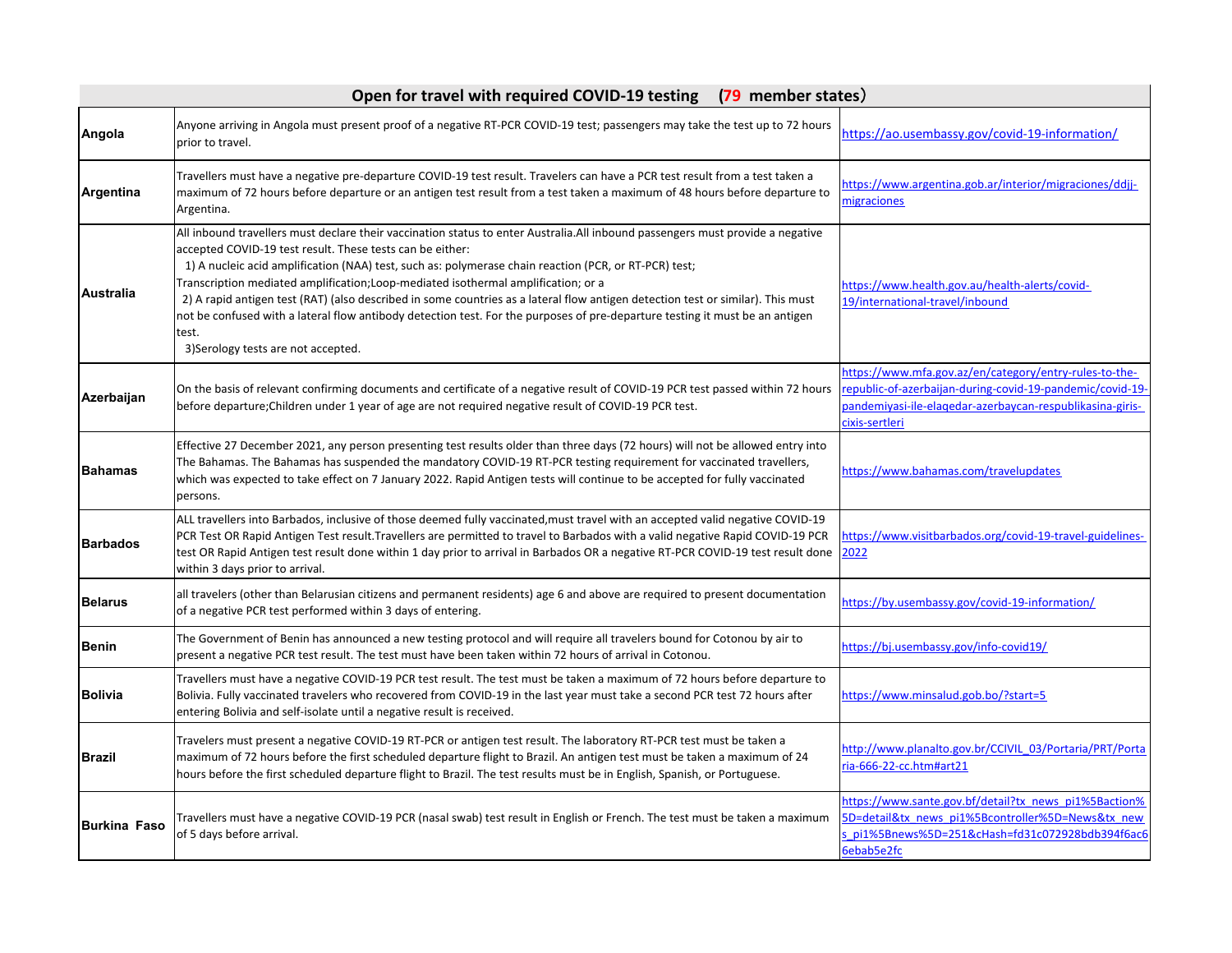| Open for travel with required COVID-19 testing (79 member states） | | |
|---|---|---|
| **Angola** | Anyone arriving in Angola must present proof of a negative RT-PCR COVID-19 test; passengers may take the test up to 72 hours prior to travel. | https://ao.usembassy.gov/covid-19-information/ |
| **Argentina** | Travellers must have a negative pre-departure COVID-19 test result. Travelers can have a PCR test result from a test taken a maximum of 72 hours before departure or an antigen test result from a test taken a maximum of 48 hours before departure to Argentina. | https://www.argentina.gob.ar/interior/migraciones/ddjj-migraciones |
| **Australia** | All inbound travellers must declare their vaccination status to enter Australia.All inbound passengers must provide a negative accepted COVID-19 test result. These tests can be either: 1) A nucleic acid amplification (NAA) test, such as: polymerase chain reaction (PCR, or RT-PCR) test; Transcription mediated amplification;Loop-mediated isothermal amplification; or a 2) A rapid antigen test (RAT) (also described in some countries as a lateral flow antigen detection test or similar). This must not be confused with a lateral flow antibody detection test. For the purposes of pre-departure testing it must be an antigen test. 3)Serology tests are not accepted. | https://www.health.gov.au/health-alerts/covid-19/international-travel/inbound |
| **Azerbaijan** | On the basis of relevant confirming documents and certificate of a negative result of COVID-19 PCR test passed within 72 hours before departure;Children under 1 year of age are not required negative result of COVID-19 PCR test. | https://www.mfa.gov.az/en/category/entry-rules-to-the-republic-of-azerbaijan-during-covid-19-pandemic/covid-19-pandemiyasi-ile-elaqedar-azerbaycan-respublikasina-giris-cixis-sertleri |
| **Bahamas** | Effective 27 December 2021, any person presenting test results older than three days (72 hours) will not be allowed entry into The Bahamas. The Bahamas has suspended the mandatory COVID-19 RT-PCR testing requirement for vaccinated travellers, which was expected to take effect on 7 January 2022. Rapid Antigen tests will continue to be accepted for fully vaccinated persons. | https://www.bahamas.com/travelupdates |
| **Barbados** | ALL travellers into Barbados, inclusive of those deemed fully vaccinated,must travel with an accepted valid negative COVID-19 PCR Test OR Rapid Antigen Test result.Travellers are permitted to travel to Barbados with a valid negative Rapid COVID-19 PCR test OR Rapid Antigen test result done within 1 day prior to arrival in Barbados OR a negative RT-PCR COVID-19 test result done within 3 days prior to arrival. | https://www.visitbarbados.org/covid-19-travel-guidelines-2022 |
| **Belarus** | all travelers (other than Belarusian citizens and permanent residents) age 6 and above are required to present documentation of a negative PCR test performed within 3 days of entering. | https://by.usembassy.gov/covid-19-information/ |
| **Benin** | The Government of Benin has announced a new testing protocol and will require all travelers bound for Cotonou by air to present a negative PCR test result. The test must have been taken within 72 hours of arrival in Cotonou. | https://bj.usembassy.gov/info-covid19/ |
| **Bolivia** | Travellers must have a negative COVID-19 PCR test result. The test must be taken a maximum of 72 hours before departure to Bolivia. Fully vaccinated travelers who recovered from COVID-19 in the last year must take a second PCR test 72 hours after entering Bolivia and self-isolate until a negative result is received. | https://www.minsalud.gob.bo/?start=5 |
| **Brazil** | Travelers must present a negative COVID-19 RT-PCR or antigen test result. The laboratory RT-PCR test must be taken a maximum of 72 hours before the first scheduled departure flight to Brazil. An antigen test must be taken a maximum of 24 hours before the first scheduled departure flight to Brazil. The test results must be in English, Spanish, or Portuguese. | http://www.planalto.gov.br/CCIVIL_03/Portaria/PRT/Portaria-666-22-cc.htm#art21 |
| **Burkina Faso** | Travellers must have a negative COVID-19 PCR (nasal swab) test result in English or French. The test must be taken a maximum of 5 days before arrival. | https://www.sante.gov.bf/detail?tx_news_pi1%5Baction%5D=detail&tx_news_pi1%5Bcontroller%5D=News&tx_news_pi1%5Bnews%5D=251&cHash=fd31c072928bdb394f6ac66ebab5e2fc |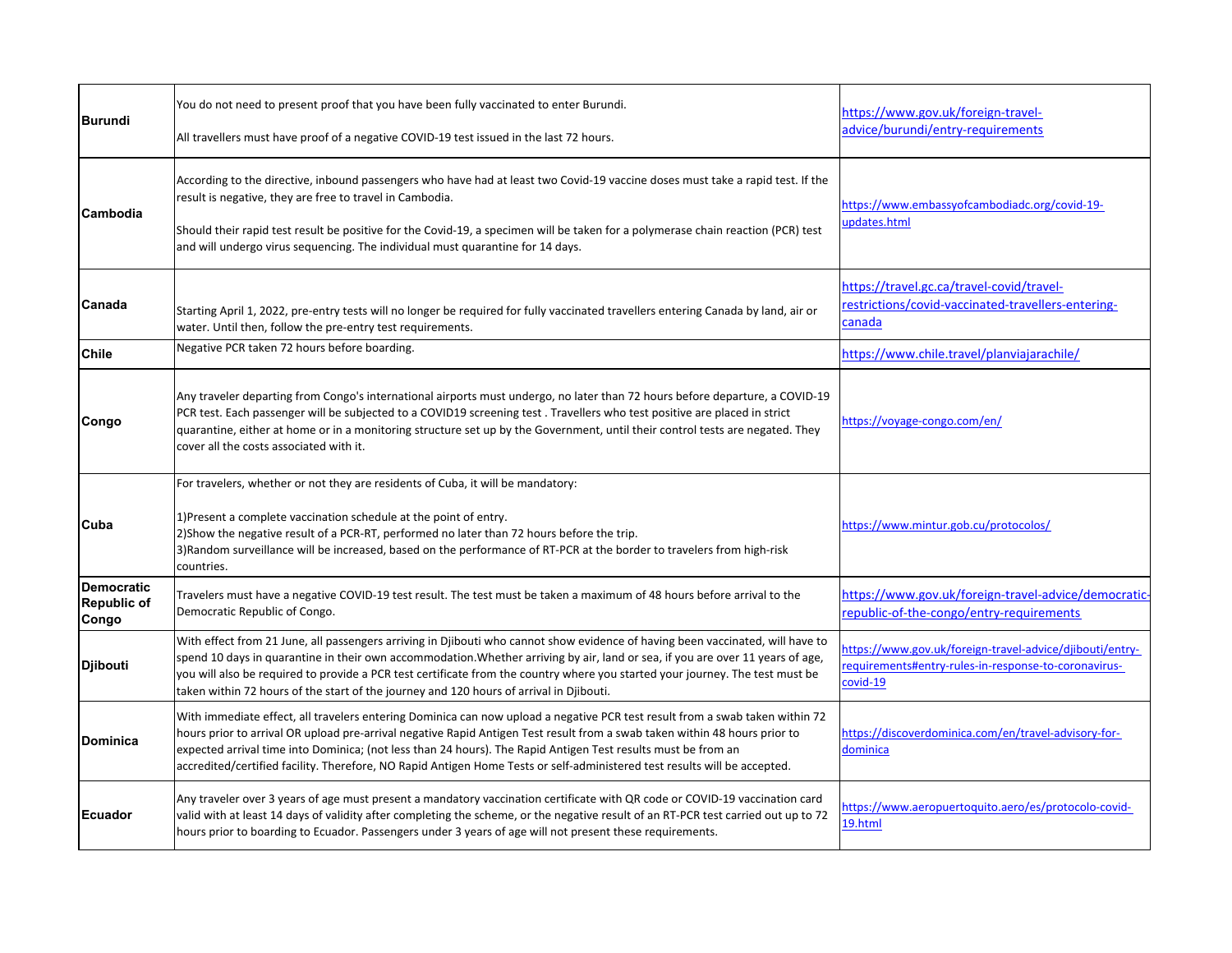| | | |
|---|---|---|
| **Burundi** | You do not need to present proof that you have been fully vaccinated to enter Burundi.<br><br>All travellers must have proof of a negative COVID-19 test issued in the last 72 hours. | https://www.gov.uk/foreign-travel-advice/burundi/entry-requirements |
| **Cambodia** | According to the directive, inbound passengers who have had at least two Covid-19 vaccine doses must take a rapid test. If the result is negative, they are free to travel in Cambodia.<br><br>Should their rapid test result be positive for the Covid-19, a specimen will be taken for a polymerase chain reaction (PCR) test and will undergo virus sequencing. The individual must quarantine for 14 days. | https://www.embassyofcambodiadc.org/covid-19-updates.html |
| **Canada** | Starting April 1, 2022, pre-entry tests will no longer be required for fully vaccinated travellers entering Canada by land, air or water. Until then, follow the pre-entry test requirements. | https://travel.gc.ca/travel-covid/travel-restrictions/covid-vaccinated-travellers-entering-canada |
| **Chile** | Negative PCR taken 72 hours before boarding. | https://www.chile.travel/planviajarachile/ |
| **Congo** | Any traveler departing from Congo's international airports must undergo, no later than 72 hours before departure, a COVID-19 PCR test. Each passenger will be subjected to a COVID19 screening test . Travellers who test positive are placed in strict quarantine, either at home or in a monitoring structure set up by the Government, until their control tests are negated. They cover all the costs associated with it. | https://voyage-congo.com/en/ |
| **Cuba** | For travelers, whether or not they are residents of Cuba, it will be mandatory:<br><br>1)Present a complete vaccination schedule at the point of entry.<br>2)Show the negative result of a PCR-RT, performed no later than 72 hours before the trip.<br>3)Random surveillance will be increased, based on the performance of RT-PCR at the border to travelers from high-risk countries. | https://www.mintur.gob.cu/protocolos/ |
| **Democratic Republic of Congo** | Travelers must have a negative COVID-19 test result. The test must be taken a maximum of 48 hours before arrival to the Democratic Republic of Congo. | https://www.gov.uk/foreign-travel-advice/democratic-republic-of-the-congo/entry-requirements |
| **Djibouti** | With effect from 21 June, all passengers arriving in Djibouti who cannot show evidence of having been vaccinated, will have to spend 10 days in quarantine in their own accommodation.Whether arriving by air, land or sea, if you are over 11 years of age, you will also be required to provide a PCR test certificate from the country where you started your journey. The test must be taken within 72 hours of the start of the journey and 120 hours of arrival in Djibouti. | https://www.gov.uk/foreign-travel-advice/djibouti/entry-requirements#entry-rules-in-response-to-coronavirus-covid-19 |
| **Dominica** | With immediate effect, all travelers entering Dominica can now upload a negative PCR test result from a swab taken within 72 hours prior to arrival OR upload pre-arrival negative Rapid Antigen Test result from a swab taken within 48 hours prior to expected arrival time into Dominica; (not less than 24 hours). The Rapid Antigen Test results must be from an accredited/certified facility. Therefore, NO Rapid Antigen Home Tests or self-administered test results will be accepted. | https://discoverdominica.com/en/travel-advisory-for-dominica |
| **Ecuador** | Any traveler over 3 years of age must present a mandatory vaccination certificate with QR code or COVID-19 vaccination card valid with at least 14 days of validity after completing the scheme, or the negative result of an RT-PCR test carried out up to 72 hours prior to boarding to Ecuador. Passengers under 3 years of age will not present these requirements. | https://www.aeropuertoquito.aero/es/protocolo-covid-19.html |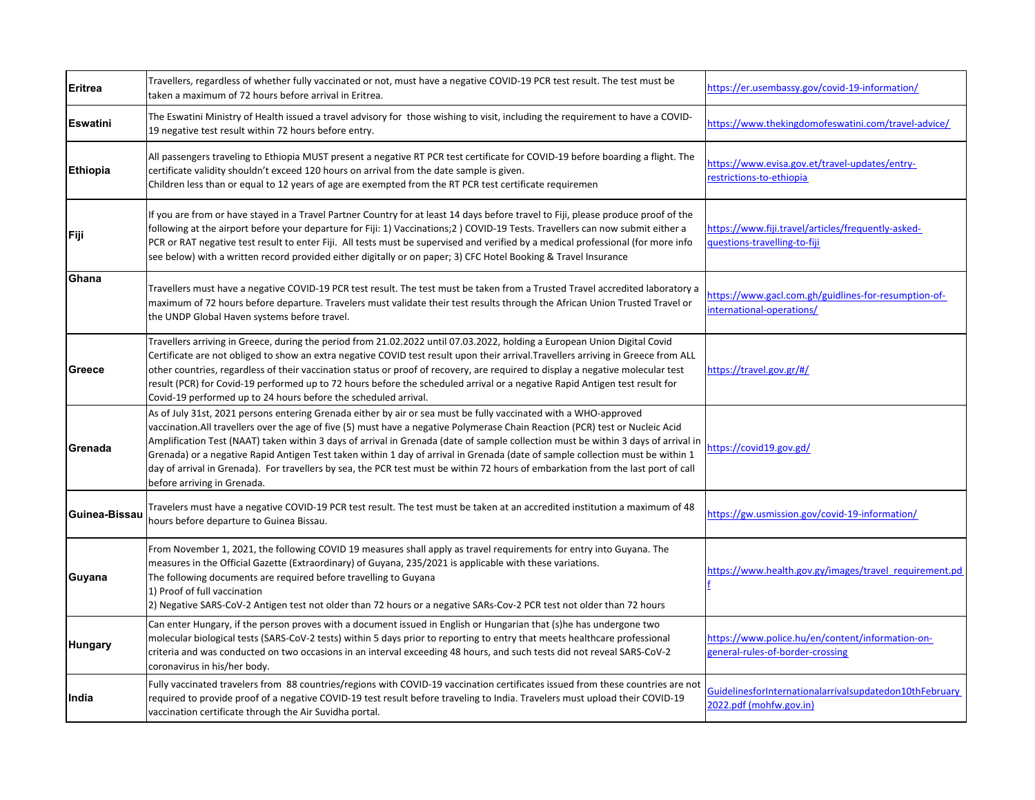| | | |
|---|---|---|
| **Eritrea** | Travellers, regardless of whether fully vaccinated or not, must have a negative COVID-19 PCR test result. The test must be taken a maximum of 72 hours before arrival in Eritrea. | https://er.usembassy.gov/covid-19-information/ |
| **Eswatini** | The Eswatini Ministry of Health issued a travel advisory for those wishing to visit, including the requirement to have a COVID-19 negative test result within 72 hours before entry. | https://www.thekingdomofeswatini.com/travel-advice/ |
| **Ethiopia** | All passengers traveling to Ethiopia MUST present a negative RT PCR test certificate for COVID-19 before boarding a flight. The certificate validity shouldn't exceed 120 hours on arrival from the date sample is given.<br>Children less than or equal to 12 years of age are exempted from the RT PCR test certificate requiremen | https://www.evisa.gov.et/travel-updates/entry-restrictions-to-ethiopia |
| **Fiji** | If you are from or have stayed in a Travel Partner Country for at least 14 days before travel to Fiji, please produce proof of the following at the airport before your departure for Fiji: 1) Vaccinations;2 ) COVID-19 Tests. Travellers can now submit either a PCR or RAT negative test result to enter Fiji. All tests must be supervised and verified by a medical professional (for more info see below) with a written record provided either digitally or on paper; 3) CFC Hotel Booking & Travel Insurance | https://www.fiji.travel/articles/frequently-asked-questions-travelling-to-fiji |
| **Ghana** | Travellers must have a negative COVID-19 PCR test result. The test must be taken from a Trusted Travel accredited laboratory a maximum of 72 hours before departure. Travelers must validate their test results through the African Union Trusted Travel or the UNDP Global Haven systems before travel. | https://www.gacl.com.gh/guidlines-for-resumption-of-international-operations/ |
| **Greece** | Travellers arriving in Greece, during the period from 21.02.2022 until 07.03.2022, holding a European Union Digital Covid Certificate are not obliged to show an extra negative COVID test result upon their arrival.Travellers arriving in Greece from ALL other countries, regardless of their vaccination status or proof of recovery, are required to display a negative molecular test result (PCR) for Covid-19 performed up to 72 hours before the scheduled arrival or a negative Rapid Antigen test result for Covid-19 performed up to 24 hours before the scheduled arrival. | https://travel.gov.gr/#/ |
| **Grenada** | As of July 31st, 2021 persons entering Grenada either by air or sea must be fully vaccinated with a WHO-approved vaccination.All travellers over the age of five (5) must have a negative Polymerase Chain Reaction (PCR) test or Nucleic Acid Amplification Test (NAAT) taken within 3 days of arrival in Grenada (date of sample collection must be within 3 days of arrival in Grenada) or a negative Rapid Antigen Test taken within 1 day of arrival in Grenada (date of sample collection must be within 1 day of arrival in Grenada). For travellers by sea, the PCR test must be within 72 hours of embarkation from the last port of call before arriving in Grenada. | https://covid19.gov.gd/ |
| **Guinea-Bissau** | Travelers must have a negative COVID-19 PCR test result. The test must be taken at an accredited institution a maximum of 48 hours before departure to Guinea Bissau. | https://gw.usmission.gov/covid-19-information/ |
| **Guyana** | From November 1, 2021, the following COVID 19 measures shall apply as travel requirements for entry into Guyana. The measures in the Official Gazette (Extraordinary) of Guyana, 235/2021 is applicable with these variations.<br>The following documents are required before travelling to Guyana<br>1) Proof of full vaccination<br>2) Negative SARS-CoV-2 Antigen test not older than 72 hours or a negative SARs-Cov-2 PCR test not older than 72 hours | https://www.health.gov.gy/images/travel_requirement.pdf |
| **Hungary** | Can enter Hungary, if the person proves with a document issued in English or Hungarian that (s)he has undergone two molecular biological tests (SARS-CoV-2 tests) within 5 days prior to reporting to entry that meets healthcare professional criteria and was conducted on two occasions in an interval exceeding 48 hours, and such tests did not reveal SARS-CoV-2 coronavirus in his/her body. | https://www.police.hu/en/content/information-on-general-rules-of-border-crossing |
| **India** | Fully vaccinated travelers from 88 countries/regions with COVID-19 vaccination certificates issued from these countries are not required to provide proof of a negative COVID-19 test result before traveling to India. Travelers must upload their COVID-19 vaccination certificate through the Air Suvidha portal. | GuidelinesforInternationalarrivalsupdatedon10thFebruary2022.pdf (mohfw.gov.in) |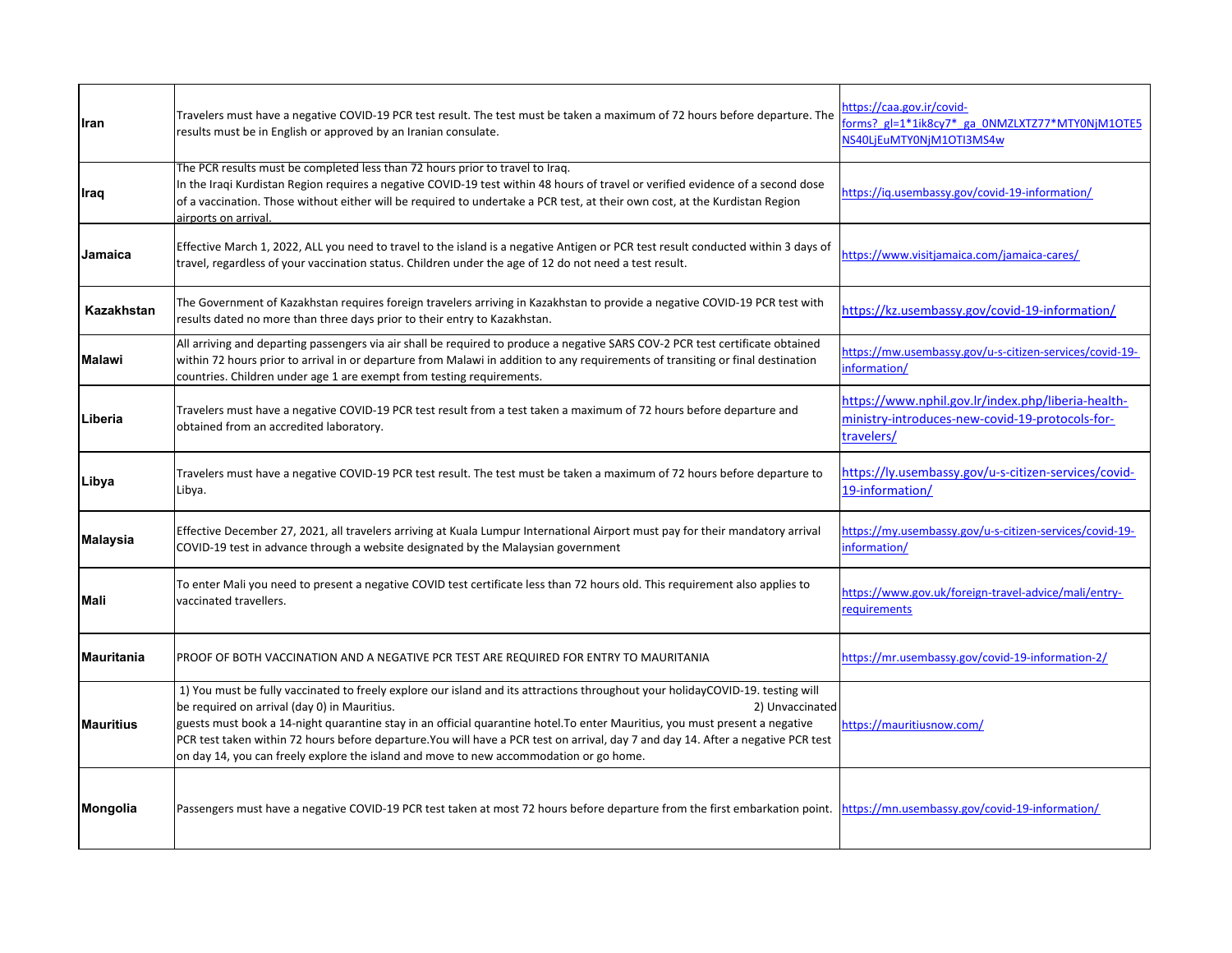| | | |
|---|---|---|
| **Iran** | Travelers must have a negative COVID-19 PCR test result. The test must be taken a maximum of 72 hours before departure. The results must be in English or approved by an Iranian consulate. | https://caa.gov.ir/covid-forms?_gl=1*1ik8cy7*_ga_0NMZLXTZ77*MTY0NjM1OTE5NS40LjEuMTY0NjM1OTI3MS4w |
| **Iraq** | The PCR results must be completed less than 72 hours prior to travel to Iraq.<br>In the Iraqi Kurdistan Region requires a negative COVID-19 test within 48 hours of travel or verified evidence of a second dose of a vaccination. Those without either will be required to undertake a PCR test, at their own cost, at the Kurdistan Region airports on arrival. | https://iq.usembassy.gov/covid-19-information/ |
| **Jamaica** | Effective March 1, 2022, ALL you need to travel to the island is a negative Antigen or PCR test result conducted within 3 days of travel, regardless of your vaccination status. Children under the age of 12 do not need a test result. | https://www.visitjamaica.com/jamaica-cares/ |
| **Kazakhstan** | The Government of Kazakhstan requires foreign travelers arriving in Kazakhstan to provide a negative COVID-19 PCR test with results dated no more than three days prior to their entry to Kazakhstan. | https://kz.usembassy.gov/covid-19-information/ |
| **Malawi** | All arriving and departing passengers via air shall be required to produce a negative SARS COV-2 PCR test certificate obtained within 72 hours prior to arrival in or departure from Malawi in addition to any requirements of transiting or final destination countries. Children under age 1 are exempt from testing requirements. | https://mw.usembassy.gov/u-s-citizen-services/covid-19-information/ |
| **Liberia** | Travelers must have a negative COVID-19 PCR test result from a test taken a maximum of 72 hours before departure and obtained from an accredited laboratory. | https://www.nphil.gov.lr/index.php/liberia-health-ministry-introduces-new-covid-19-protocols-for-travelers/ |
| **Libya** | Travelers must have a negative COVID-19 PCR test result. The test must be taken a maximum of 72 hours before departure to Libya. | https://ly.usembassy.gov/u-s-citizen-services/covid-19-information/ |
| **Malaysia** | Effective December 27, 2021, all travelers arriving at Kuala Lumpur International Airport must pay for their mandatory arrival COVID-19 test in advance through a website designated by the Malaysian government | https://my.usembassy.gov/u-s-citizen-services/covid-19-information/ |
| **Mali** | To enter Mali you need to present a negative COVID test certificate less than 72 hours old. This requirement also applies to vaccinated travellers. | https://www.gov.uk/foreign-travel-advice/mali/entry-requirements |
| **Mauritania** | PROOF OF BOTH VACCINATION AND A NEGATIVE PCR TEST ARE REQUIRED FOR ENTRY TO MAURITANIA | https://mr.usembassy.gov/covid-19-information-2/ |
| **Mauritius** | 1) You must be fully vaccinated to freely explore our island and its attractions throughout your holidayCOVID-19. testing will be required on arrival (day 0) in Mauritius. 2) Unvaccinated guests must book a 14-night quarantine stay in an official quarantine hotel.To enter Mauritius, you must present a negative PCR test taken within 72 hours before departure.You will have a PCR test on arrival, day 7 and day 14. After a negative PCR test on day 14, you can freely explore the island and move to new accommodation or go home. | https://mauritiusnow.com/ |
| **Mongolia** | Passengers must have a negative COVID-19 PCR test taken at most 72 hours before departure from the first embarkation point. | https://mn.usembassy.gov/covid-19-information/ |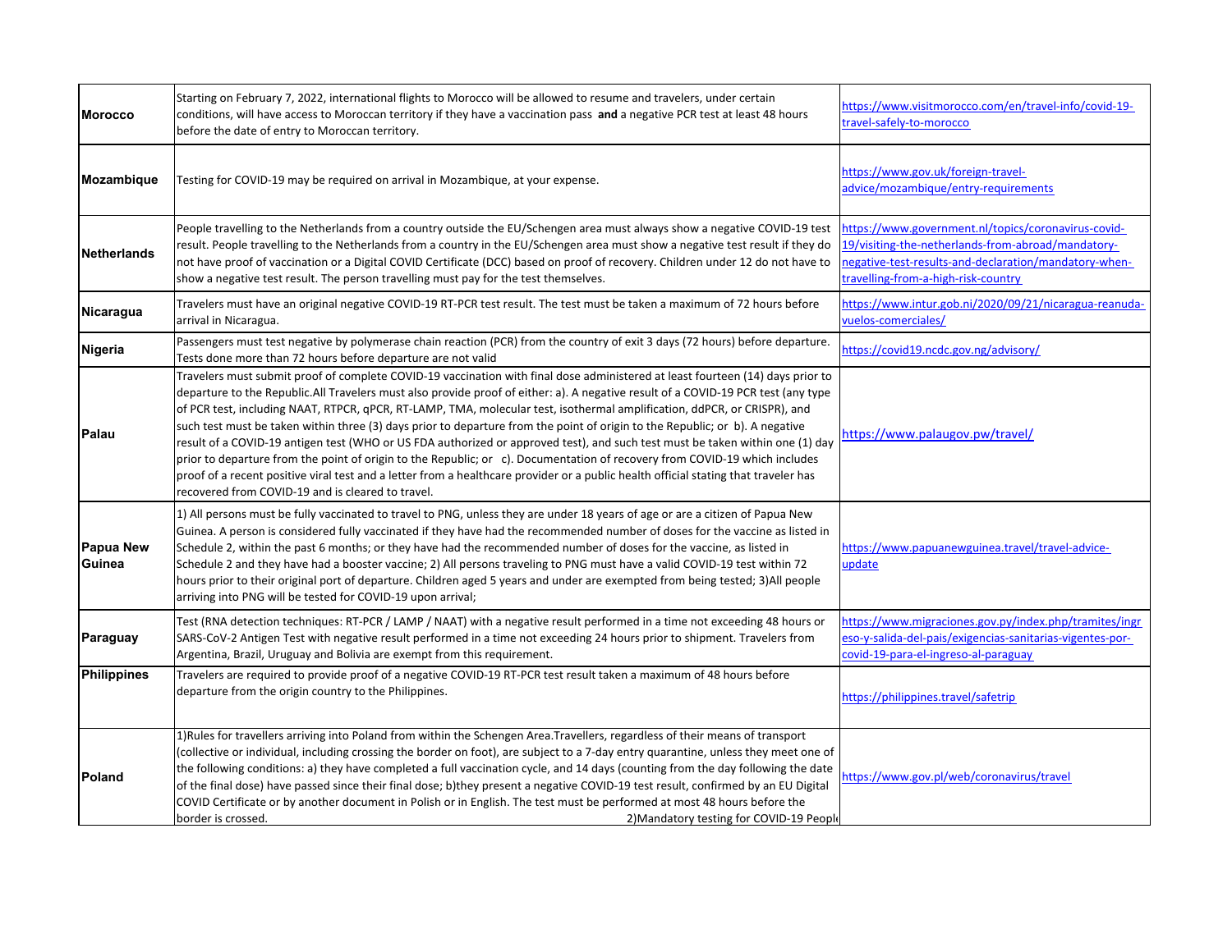| | | |
|---|---|---|
| **Morocco** | Starting on February 7, 2022, international flights to Morocco will be allowed to resume and travelers, under certain conditions, will have access to Moroccan territory if they have a vaccination pass **and** a negative PCR test at least 48 hours before the date of entry to Moroccan territory. | https://www.visitmorocco.com/en/travel-info/covid-19-travel-safely-to-morocco |
| **Mozambique** | Testing for COVID-19 may be required on arrival in Mozambique, at your expense. | https://www.gov.uk/foreign-travel-advice/mozambique/entry-requirements |
| **Netherlands** | People travelling to the Netherlands from a country outside the EU/Schengen area must always show a negative COVID-19 test result. People travelling to the Netherlands from a country in the EU/Schengen area must show a negative test result if they do not have proof of vaccination or a Digital COVID Certificate (DCC) based on proof of recovery. Children under 12 do not have to show a negative test result. The person travelling must pay for the test themselves. | https://www.government.nl/topics/coronavirus-covid-19/visiting-the-netherlands-from-abroad/mandatory-negative-test-results-and-declaration/mandatory-when-travelling-from-a-high-risk-country |
| **Nicaragua** | Travelers must have an original negative COVID-19 RT-PCR test result. The test must be taken a maximum of 72 hours before arrival in Nicaragua. | https://www.intur.gob.ni/2020/09/21/nicaragua-reanuda-vuelos-comerciales/ |
| **Nigeria** | Passengers must test negative by polymerase chain reaction (PCR) from the country of exit 3 days (72 hours) before departure. Tests done more than 72 hours before departure are not valid | https://covid19.ncdc.gov.ng/advisory/ |
| **Palau** | Travelers must submit proof of complete COVID-19 vaccination with final dose administered at least fourteen (14) days prior to departure to the Republic.All Travelers must also provide proof of either: a). A negative result of a COVID-19 PCR test (any type of PCR test, including NAAT, RTPCR, qPCR, RT-LAMP, TMA, molecular test, isothermal amplification, ddPCR, or CRISPR), and such test must be taken within three (3) days prior to departure from the point of origin to the Republic; or b). A negative result of a COVID-19 antigen test (WHO or US FDA authorized or approved test), and such test must be taken within one (1) day prior to departure from the point of origin to the Republic; or c). Documentation of recovery from COVID-19 which includes proof of a recent positive viral test and a letter from a healthcare provider or a public health official stating that traveler has recovered from COVID-19 and is cleared to travel. | https://www.palaugov.pw/travel/ |
| **Papua New Guinea** | 1) All persons must be fully vaccinated to travel to PNG, unless they are under 18 years of age or are a citizen of Papua New Guinea. A person is considered fully vaccinated if they have had the recommended number of doses for the vaccine as listed in Schedule 2, within the past 6 months; or they have had the recommended number of doses for the vaccine, as listed in Schedule 2 and they have had a booster vaccine; 2) All persons traveling to PNG must have a valid COVID-19 test within 72 hours prior to their original port of departure. Children aged 5 years and under are exempted from being tested; 3)All people arriving into PNG will be tested for COVID-19 upon arrival; | https://www.papuanewguinea.travel/travel-advice-update |
| **Paraguay** | Test (RNA detection techniques: RT-PCR / LAMP / NAAT) with a negative result performed in a time not exceeding 48 hours or SARS-CoV-2 Antigen Test with negative result performed in a time not exceeding 24 hours prior to shipment. Travelers from Argentina, Brazil, Uruguay and Bolivia are exempt from this requirement. | https://www.migraciones.gov.py/index.php/tramites/ingreso-y-salida-del-pais/exigencias-sanitarias-vigentes-por-covid-19-para-el-ingreso-al-paraguay |
| **Philippines** | Travelers are required to provide proof of a negative COVID-19 RT-PCR test result taken a maximum of 48 hours before departure from the origin country to the Philippines. | https://philippines.travel/safetrip |
| **Poland** | 1)Rules for travellers arriving into Poland from within the Schengen Area.Travellers, regardless of their means of transport (collective or individual, including crossing the border on foot), are subject to a 7-day entry quarantine, unless they meet one of the following conditions: a) they have completed a full vaccination cycle, and 14 days (counting from the day following the date of the final dose) have passed since their final dose; b)they present a negative COVID-19 test result, confirmed by an EU Digital COVID Certificate or by another document in Polish or in English. The test must be performed at most 48 hours before the border is crossed. 2)Mandatory testing for COVID-19 People | https://www.gov.pl/web/coronavirus/travel |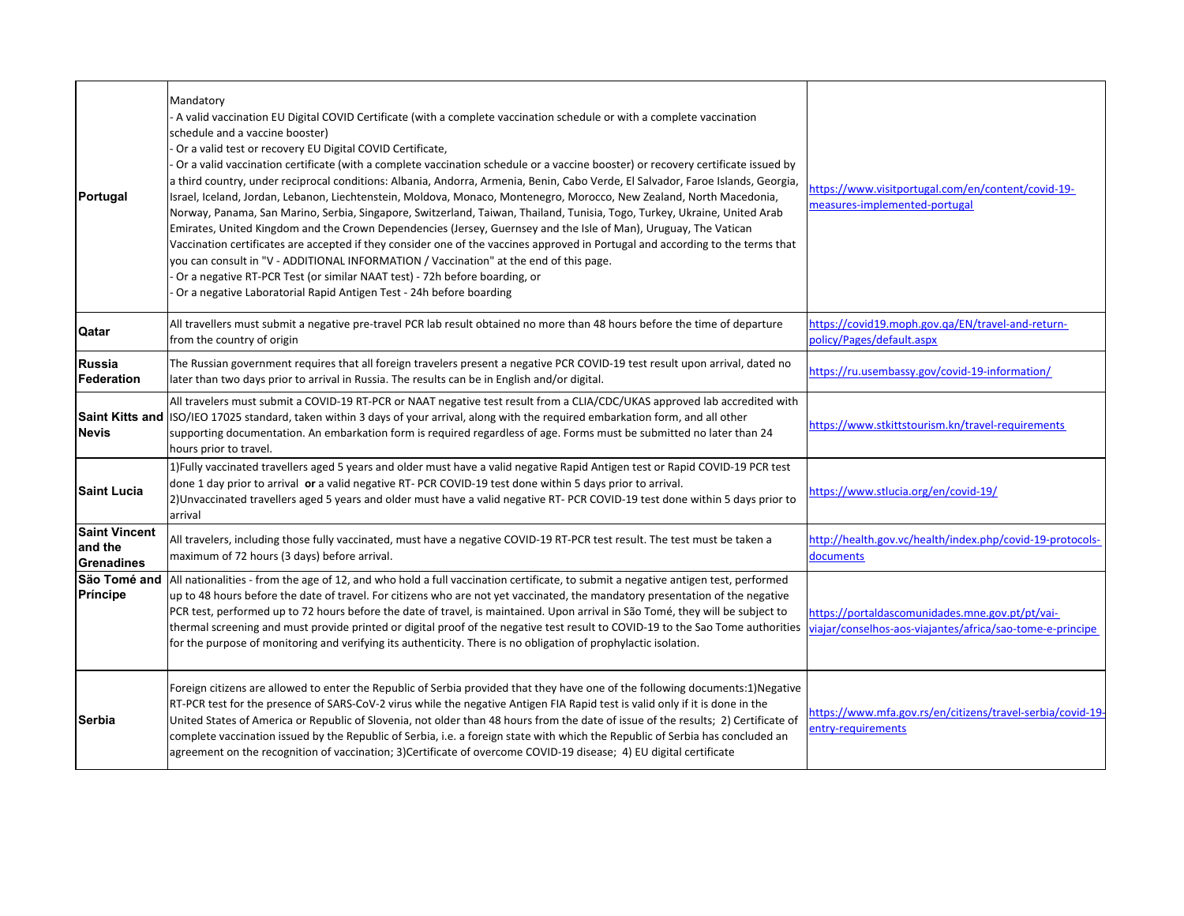| | | |
|---|---|---|
| **Portugal** | Mandatory<br>- A valid vaccination EU Digital COVID Certificate (with a complete vaccination schedule or with a complete vaccination schedule and a vaccine booster)<br>- Or a valid test or recovery EU Digital COVID Certificate,<br>- Or a valid vaccination certificate (with a complete vaccination schedule or a vaccine booster) or recovery certificate issued by a third country, under reciprocal conditions: Albania, Andorra, Armenia, Benin, Cabo Verde, El Salvador, Faroe Islands, Georgia, Israel, Iceland, Jordan, Lebanon, Liechtenstein, Moldova, Monaco, Montenegro, Morocco, New Zealand, North Macedonia, Norway, Panama, San Marino, Serbia, Singapore, Switzerland, Taiwan, Thailand, Tunisia, Togo, Turkey, Ukraine, United Arab Emirates, United Kingdom and the Crown Dependencies (Jersey, Guernsey and the Isle of Man), Uruguay, The Vatican<br>Vaccination certificates are accepted if they consider one of the vaccines approved in Portugal and according to the terms that you can consult in "V - ADDITIONAL INFORMATION / Vaccination" at the end of this page.<br>- Or a negative RT-PCR Test (or similar NAAT test) - 72h before boarding, or<br>- Or a negative Laboratorial Rapid Antigen Test - 24h before boarding | https://www.visitportugal.com/en/content/covid-19-measures-implemented-portugal |
| **Qatar** | All travellers must submit a negative pre-travel PCR lab result obtained no more than 48 hours before the time of departure from the country of origin | https://covid19.moph.gov.qa/EN/travel-and-return-policy/Pages/default.aspx |
| **Russia Federation** | The Russian government requires that all foreign travelers present a negative PCR COVID-19 test result upon arrival, dated no later than two days prior to arrival in Russia. The results can be in English and/or digital. | https://ru.usembassy.gov/covid-19-information/ |
| **Saint Kitts and Nevis** | All travelers must submit a COVID-19 RT-PCR or NAAT negative test result from a CLIA/CDC/UKAS approved lab accredited with ISO/IEO 17025 standard, taken within 3 days of your arrival, along with the required embarkation form, and all other supporting documentation. An embarkation form is required regardless of age. Forms must be submitted no later than 24 hours prior to travel. | https://www.stkittstourism.kn/travel-requirements |
| **Saint Lucia** | 1)Fully vaccinated travellers aged 5 years and older must have a valid negative Rapid Antigen test or Rapid COVID-19 PCR test done 1 day prior to arrival **or** a valid negative RT- PCR COVID-19 test done within 5 days prior to arrival.<br>2)Unvaccinated travellers aged 5 years and older must have a valid negative RT- PCR COVID-19 test done within 5 days prior to arrival | https://www.stlucia.org/en/covid-19/ |
| **Saint Vincent and the Grenadines** | All travelers, including those fully vaccinated, must have a negative COVID-19 RT-PCR test result. The test must be taken a maximum of 72 hours (3 days) before arrival. | http://health.gov.vc/health/index.php/covid-19-protocols-documents |
| **São Tomé and Príncipe** | All nationalities - from the age of 12, and who hold a full vaccination certificate, to submit a negative antigen test, performed up to 48 hours before the date of travel. For citizens who are not yet vaccinated, the mandatory presentation of the negative PCR test, performed up to 72 hours before the date of travel, is maintained. Upon arrival in São Tomé, they will be subject to thermal screening and must provide printed or digital proof of the negative test result to COVID-19 to the Sao Tome authorities for the purpose of monitoring and verifying its authenticity. There is no obligation of prophylactic isolation. | https://portaldascomunidades.mne.gov.pt/pt/vai-viajar/conselhos-aos-viajantes/africa/sao-tome-e-principe |
| **Serbia** | Foreign citizens are allowed to enter the Republic of Serbia provided that they have one of the following documents:1)Negative RT-PCR test for the presence of SARS-CoV-2 virus while the negative Antigen FIA Rapid test is valid only if it is done in the United States of America or Republic of Slovenia, not older than 48 hours from the date of issue of the results; 2) Certificate of complete vaccination issued by the Republic of Serbia, i.e. a foreign state with which the Republic of Serbia has concluded an agreement on the recognition of vaccination; 3)Certificate of overcome COVID-19 disease; 4) EU digital certificate | https://www.mfa.gov.rs/en/citizens/travel-serbia/covid-19-entry-requirements |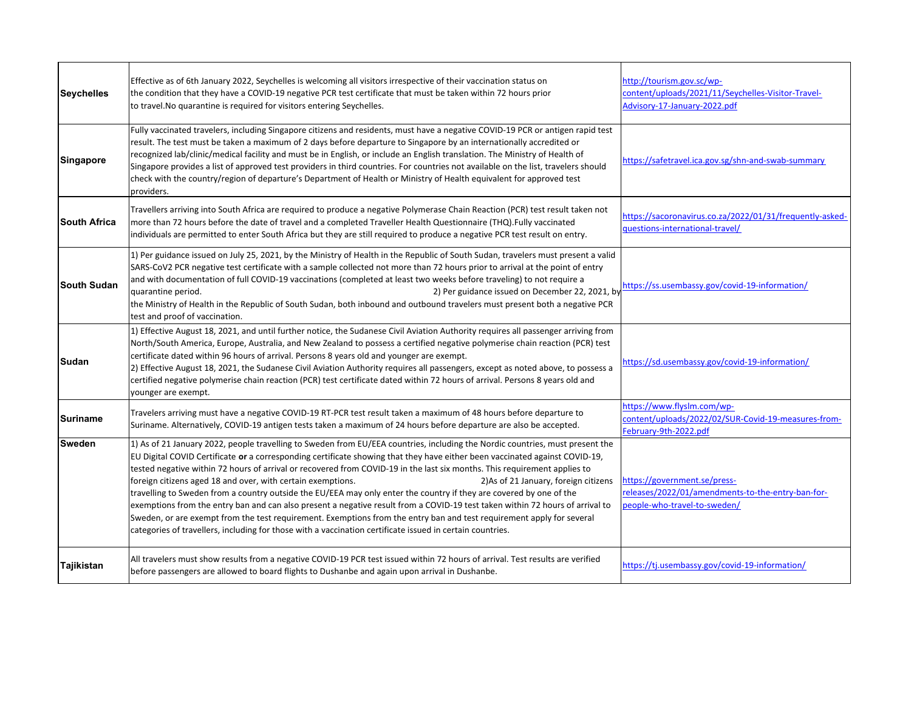| | | |
|---|---|---|
| **Seychelles** | Effective as of 6th January 2022, Seychelles is welcoming all visitors irrespective of their vaccination status on the condition that they have a COVID-19 negative PCR test certificate that must be taken within 72 hours prior to travel.No quarantine is required for visitors entering Seychelles. | http://tourism.gov.sc/wp-content/uploads/2021/11/Seychelles-Visitor-Travel-Advisory-17-January-2022.pdf |
| **Singapore** | Fully vaccinated travelers, including Singapore citizens and residents, must have a negative COVID-19 PCR or antigen rapid test result. The test must be taken a maximum of 2 days before departure to Singapore by an internationally accredited or recognized lab/clinic/medical facility and must be in English, or include an English translation. The Ministry of Health of Singapore provides a list of approved test providers in third countries. For countries not available on the list, travelers should check with the country/region of departure's Department of Health or Ministry of Health equivalent for approved test providers. | https://safetravel.ica.gov.sg/shn-and-swab-summary |
| **South Africa** | Travellers arriving into South Africa are required to produce a negative Polymerase Chain Reaction (PCR) test result taken not more than 72 hours before the date of travel and a completed Traveller Health Questionnaire (THQ).Fully vaccinated individuals are permitted to enter South Africa but they are still required to produce a negative PCR test result on entry. | https://sacoronavirus.co.za/2022/01/31/frequently-asked-questions-international-travel/ |
| **South Sudan** | 1) Per guidance issued on July 25, 2021, by the Ministry of Health in the Republic of South Sudan, travelers must present a valid SARS-CoV2 PCR negative test certificate with a sample collected not more than 72 hours prior to arrival at the point of entry and with documentation of full COVID-19 vaccinations (completed at least two weeks before traveling) to not require a quarantine period. 2) Per guidance issued on December 22, 2021, by the Ministry of Health in the Republic of South Sudan, both inbound and outbound travelers must present both a negative PCR test and proof of vaccination. | https://ss.usembassy.gov/covid-19-information/ |
| **Sudan** | 1) Effective August 18, 2021, and until further notice, the Sudanese Civil Aviation Authority requires all passenger arriving from North/South America, Europe, Australia, and New Zealand to possess a certified negative polymerise chain reaction (PCR) test certificate dated within 96 hours of arrival. Persons 8 years old and younger are exempt.<br>2) Effective August 18, 2021, the Sudanese Civil Aviation Authority requires all passengers, except as noted above, to possess a certified negative polymerise chain reaction (PCR) test certificate dated within 72 hours of arrival. Persons 8 years old and younger are exempt. | https://sd.usembassy.gov/covid-19-information/ |
| **Suriname** | Travelers arriving must have a negative COVID-19 RT-PCR test result taken a maximum of 48 hours before departure to Suriname. Alternatively, COVID-19 antigen tests taken a maximum of 24 hours before departure are also be accepted. | https://www.flyslm.com/wp-content/uploads/2022/02/SUR-Covid-19-measures-from-February-9th-2022.pdf |
| **Sweden** | 1) As of 21 January 2022, people travelling to Sweden from EU/EEA countries, including the Nordic countries, must present the EU Digital COVID Certificate **or** a corresponding certificate showing that they have either been vaccinated against COVID-19, tested negative within 72 hours of arrival or recovered from COVID-19 in the last six months. This requirement applies to foreign citizens aged 18 and over, with certain exemptions. 2)As of 21 January, foreign citizens travelling to Sweden from a country outside the EU/EEA may only enter the country if they are covered by one of the exemptions from the entry ban and can also present a negative result from a COVID-19 test taken within 72 hours of arrival to Sweden, or are exempt from the test requirement. Exemptions from the entry ban and test requirement apply for several categories of travellers, including for those with a vaccination certificate issued in certain countries. | https://government.se/press-releases/2022/01/amendments-to-the-entry-ban-for-people-who-travel-to-sweden/ |
| **Tajikistan** | All travelers must show results from a negative COVID-19 PCR test issued within 72 hours of arrival. Test results are verified before passengers are allowed to board flights to Dushanbe and again upon arrival in Dushanbe. | https://tj.usembassy.gov/covid-19-information/ |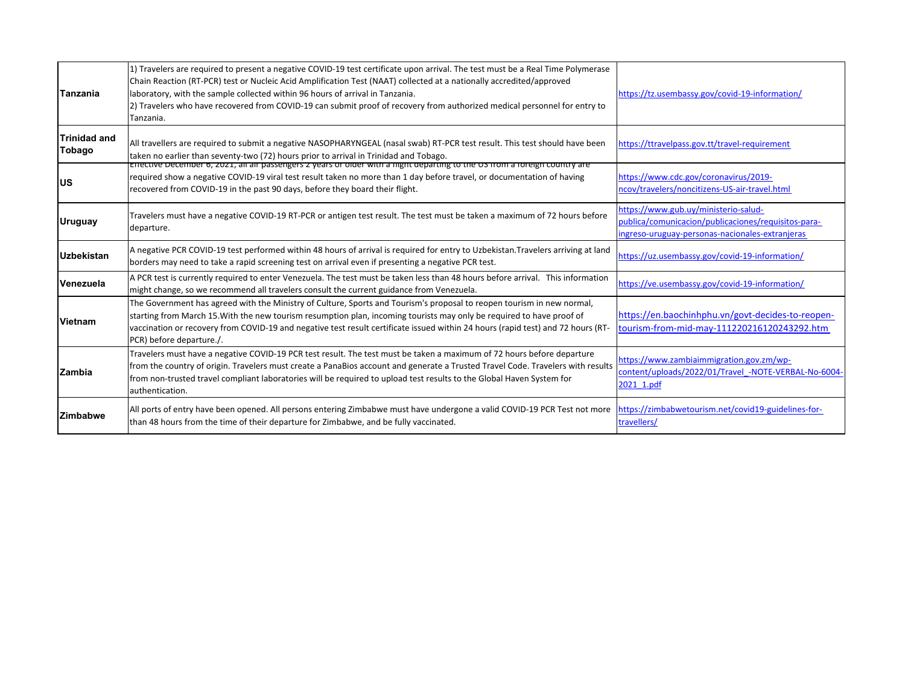| | | |
|---|---|---|
| **Tanzania** | 1) Travelers are required to present a negative COVID-19 test certificate upon arrival. The test must be a Real Time Polymerase Chain Reaction (RT-PCR) test or Nucleic Acid Amplification Test (NAAT) collected at a nationally accredited/approved laboratory, with the sample collected within 96 hours of arrival in Tanzania.<br>2) Travelers who have recovered from COVID-19 can submit proof of recovery from authorized medical personnel for entry to Tanzania. | https://tz.usembassy.gov/covid-19-information/ |
| **Trinidad and Tobago** | All travellers are required to submit a negative NASOPHARYNGEAL (nasal swab) RT-PCR test result. This test should have been taken no earlier than seventy-two (72) hours prior to arrival in Trinidad and Tobago. | https://ttravelpass.gov.tt/travel-requirement |
| **US** | Effective December 6, 2021, all air passengers 2 years or older with a flight departing to the US from a foreign country are required show a negative COVID-19 viral test result taken no more than 1 day before travel, or documentation of having recovered from COVID-19 in the past 90 days, before they board their flight. | https://www.cdc.gov/coronavirus/2019-ncov/travelers/noncitizens-US-air-travel.html |
| **Uruguay** | Travelers must have a negative COVID-19 RT-PCR or antigen test result. The test must be taken a maximum of 72 hours before departure. | https://www.gub.uy/ministerio-salud-publica/comunicacion/publicaciones/requisitos-para-ingreso-uruguay-personas-nacionales-extranjeras |
| **Uzbekistan** | A negative PCR COVID-19 test performed within 48 hours of arrival is required for entry to Uzbekistan.Travelers arriving at land borders may need to take a rapid screening test on arrival even if presenting a negative PCR test. | https://uz.usembassy.gov/covid-19-information/ |
| **Venezuela** | A PCR test is currently required to enter Venezuela. The test must be taken less than 48 hours before arrival. This information might change, so we recommend all travelers consult the current guidance from Venezuela. | https://ve.usembassy.gov/covid-19-information/ |
| **Vietnam** | The Government has agreed with the Ministry of Culture, Sports and Tourism's proposal to reopen tourism in new normal, starting from March 15.With the new tourism resumption plan, incoming tourists may only be required to have proof of vaccination or recovery from COVID-19 and negative test result certificate issued within 24 hours (rapid test) and 72 hours (RT-PCR) before departure./. | https://en.baochinhphu.vn/govt-decides-to-reopen-tourism-from-mid-may-111220216120243292.htm |
| **Zambia** | Travelers must have a negative COVID-19 PCR test result. The test must be taken a maximum of 72 hours before departure from the country of origin. Travelers must create a PanaBios account and generate a Trusted Travel Code. Travelers with results from non-trusted travel compliant laboratories will be required to upload test results to the Global Haven System for authentication. | https://www.zambiaimmigration.gov.zm/wp-content/uploads/2022/01/Travel_-NOTE-VERBAL-No-6004-2021_1.pdf |
| **Zimbabwe** | All ports of entry have been opened. All persons entering Zimbabwe must have undergone a valid COVID-19 PCR Test not more than 48 hours from the time of their departure for Zimbabwe, and be fully vaccinated. | https://zimbabwetourism.net/covid19-guidelines-for-travellers/ |